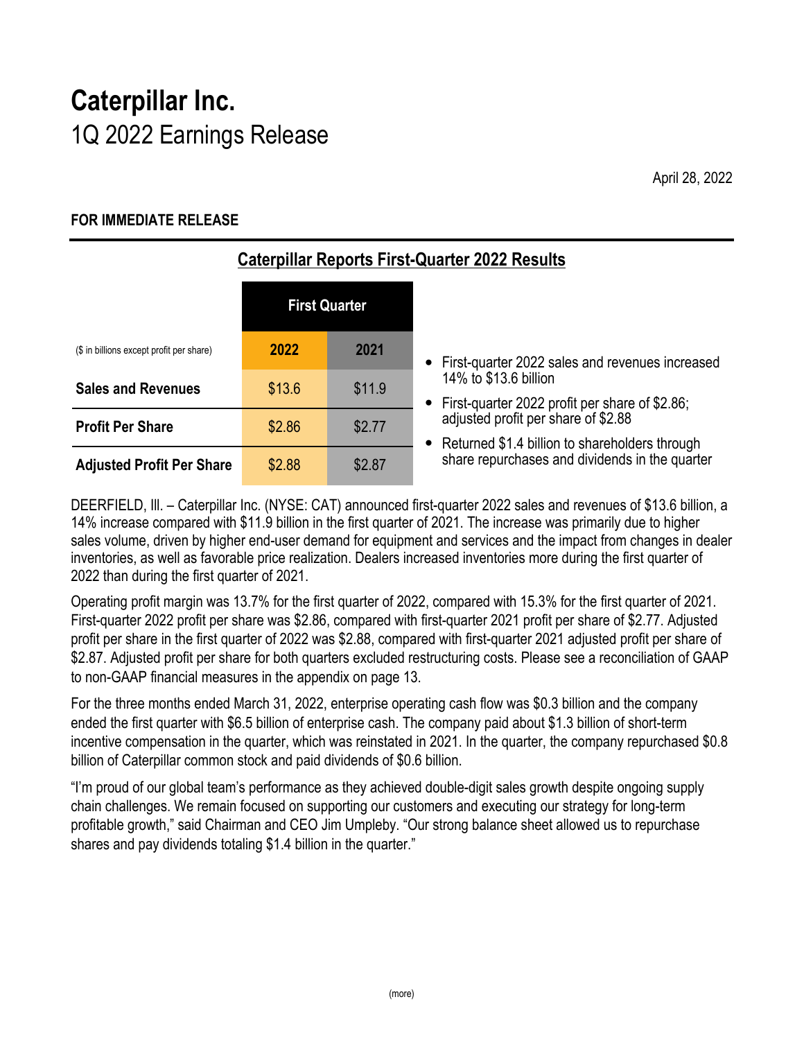# Caterpillar Inc.
## 1Q 2022 Earnings Release

April 28, 2022

**FOR IMMEDIATE RELEASE**

## Caterpillar Reports First-Quarter 2022 Results

| ($ in billions except profit per share) | First Quarter | |
|---|---|---|
| | **2022** | **2021** |
| **Sales and Revenues** | $13.6 | $11.9 |
| **Profit Per Share** | $2.86 | $2.77 |
| **Adjusted Profit Per Share** | $2.88 | $2.87 |

- First-quarter 2022 sales and revenues increased 14% to $13.6 billion
- First-quarter 2022 profit per share of $2.86; adjusted profit per share of $2.88
- Returned $1.4 billion to shareholders through share repurchases and dividends in the quarter

DEERFIELD, Ill. – Caterpillar Inc. (NYSE: CAT) announced first-quarter 2022 sales and revenues of $13.6 billion, a 14% increase compared with $11.9 billion in the first quarter of 2021. The increase was primarily due to higher sales volume, driven by higher end-user demand for equipment and services and the impact from changes in dealer inventories, as well as favorable price realization. Dealers increased inventories more during the first quarter of 2022 than during the first quarter of 2021.

Operating profit margin was 13.7% for the first quarter of 2022, compared with 15.3% for the first quarter of 2021. First-quarter 2022 profit per share was $2.86, compared with first-quarter 2021 profit per share of $2.77. Adjusted profit per share in the first quarter of 2022 was $2.88, compared with first-quarter 2021 adjusted profit per share of $2.87. Adjusted profit per share for both quarters excluded restructuring costs. Please see a reconciliation of GAAP to non-GAAP financial measures in the appendix on page 13.

For the three months ended March 31, 2022, enterprise operating cash flow was $0.3 billion and the company ended the first quarter with $6.5 billion of enterprise cash. The company paid about $1.3 billion of short-term incentive compensation in the quarter, which was reinstated in 2021. In the quarter, the company repurchased $0.8 billion of Caterpillar common stock and paid dividends of $0.6 billion.

"I'm proud of our global team's performance as they achieved double-digit sales growth despite ongoing supply chain challenges. We remain focused on supporting our customers and executing our strategy for long-term profitable growth," said Chairman and CEO Jim Umpleby. "Our strong balance sheet allowed us to repurchase shares and pay dividends totaling $1.4 billion in the quarter."

(more)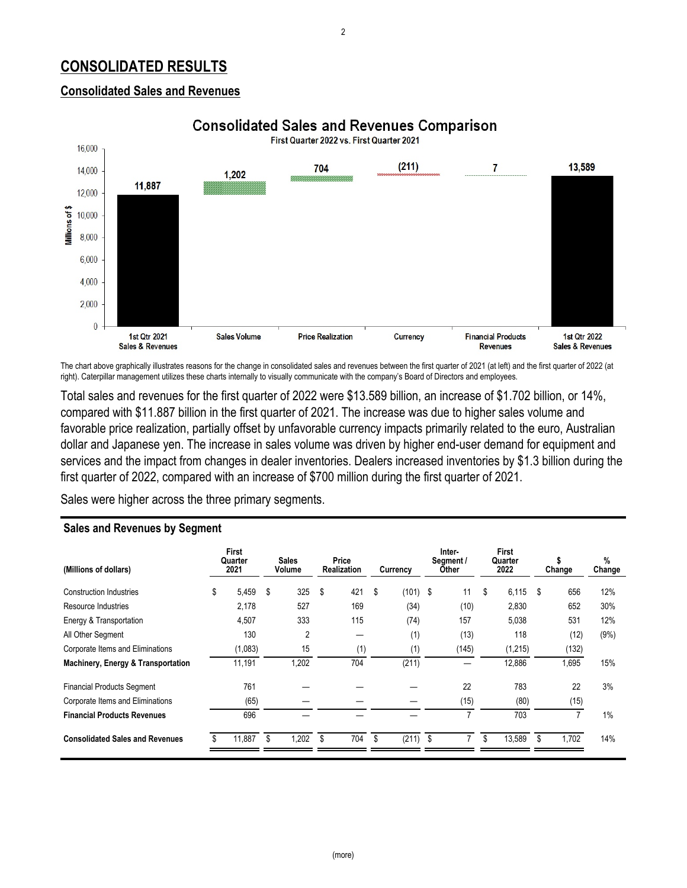# CONSOLIDATED RESULTS

## Consolidated Sales and Revenues

### Consolidated Sales and Revenues Comparison

First Quarter 2022 vs. First Quarter 2021

| 1st Qtr 2021 Sales & Revenues | Sales Volume | Price Realization | Currency | Financial Products Revenues | 1st Qtr 2022 Sales & Revenues |
|---|---|---|---|---|---|
| 11,887 | 1,202 | 704 | (211) | 7 | 13,589 |

The chart above graphically illustrates reasons for the change in consolidated sales and revenues between the first quarter of 2021 (at left) and the first quarter of 2022 (at right). Caterpillar management utilizes these charts internally to visually communicate with the company's Board of Directors and employees.

Total sales and revenues for the first quarter of 2022 were $13.589 billion, an increase of $1.702 billion, or 14%, compared with $11.887 billion in the first quarter of 2021. The increase was due to higher sales volume and favorable price realization, partially offset by unfavorable currency impacts primarily related to the euro, Australian dollar and Japanese yen. The increase in sales volume was driven by higher end-user demand for equipment and services and the impact from changes in dealer inventories. Dealers increased inventories by $1.3 billion during the first quarter of 2022, compared with an increase of $700 million during the first quarter of 2021.

Sales were higher across the three primary segments.

### Sales and Revenues by Segment

| (Millions of dollars) | First Quarter 2021 | Sales Volume | Price Realization | Currency | Inter-Segment / Other | First Quarter 2022 | $ Change | % Change |
|---|---|---|---|---|---|---|---|---|
| Construction Industries | $ 5,459 | $ 325 | $ 421 | $ (101) | $ 11 | $ 6,115 | $ 656 | 12% |
| Resource Industries | 2,178 | 527 | 169 | (34) | (10) | 2,830 | 652 | 30% |
| Energy & Transportation | 4,507 | 333 | 115 | (74) | 157 | 5,038 | 531 | 12% |
| All Other Segment | 130 | 2 | — | (1) | (13) | 118 | (12) | (9%) |
| Corporate Items and Eliminations | (1,083) | 15 | (1) | (1) | (145) | (1,215) | (132) | |
| **Machinery, Energy & Transportation** | 11,191 | 1,202 | 704 | (211) | — | 12,886 | 1,695 | 15% |
| | | | | | | | | |
| Financial Products Segment | 761 | — | — | — | 22 | 783 | 22 | 3% |
| Corporate Items and Eliminations | (65) | — | — | — | (15) | (80) | (15) | |
| **Financial Products Revenues** | 696 | — | — | — | 7 | 703 | 7 | 1% |
| | | | | | | | | |
| **Consolidated Sales and Revenues** | $ 11,887 | $ 1,202 | $ 704 | $ (211) | $ 7 | $ 13,589 | $ 1,702 | 14% |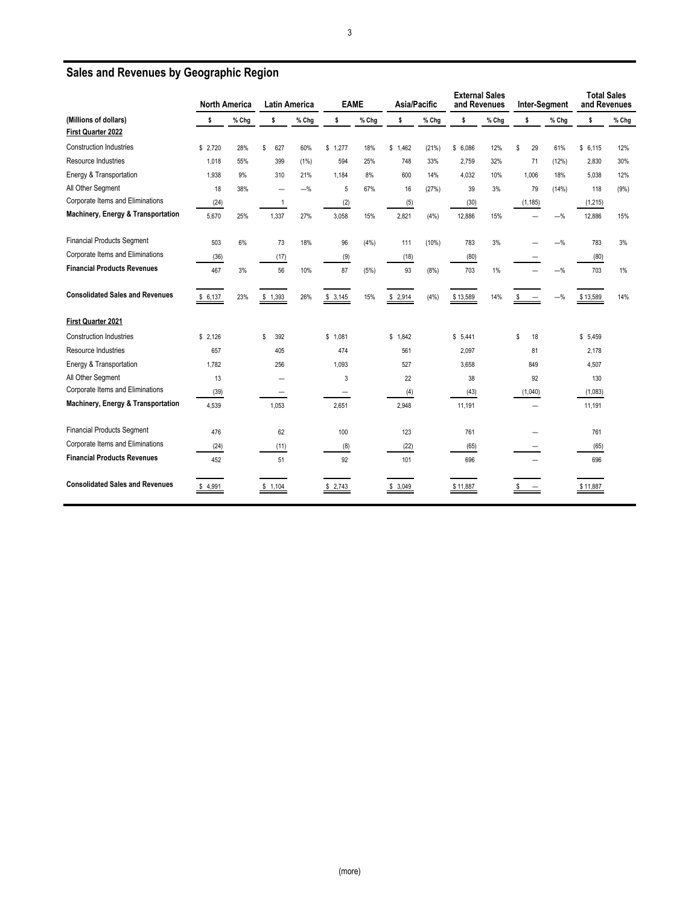## Sales and Revenues by Geographic Region

| (Millions of dollars) | North America | | Latin America | | EAME | | Asia/Pacific | | External Sales and Revenues | | Inter-Segment | | Total Sales and Revenues | |
|---|---|---|---|---|---|---|---|---|---|---|---|---|---|---|
| | $ | % Chg | $ | % Chg | $ | % Chg | $ | % Chg | $ | % Chg | $ | % Chg | $ | % Chg |
| **First Quarter 2022** | | | | | | | | | | | | | | |
| Construction Industries | $ 2,720 | 28% | $ 627 | 60% | $ 1,277 | 18% | $ 1,462 | (21%) | $ 6,086 | 12% | $ 29 | 61% | $ 6,115 | 12% |
| Resource Industries | 1,018 | 55% | 399 | (1%) | 594 | 25% | 748 | 33% | 2,759 | 32% | 71 | (12%) | 2,830 | 30% |
| Energy & Transportation | 1,938 | 9% | 310 | 21% | 1,184 | 8% | 600 | 14% | 4,032 | 10% | 1,006 | 18% | 5,038 | 12% |
| All Other Segment | 18 | 38% | — | —% | 5 | 67% | 16 | (27%) | 39 | 3% | 79 | (14%) | 118 | (9%) |
| Corporate Items and Eliminations | (24) | | 1 | | (2) | | (5) | | (30) | | (1,185) | | (1,215) | |
| **Machinery, Energy & Transportation** | 5,670 | 25% | 1,337 | 27% | 3,058 | 15% | 2,821 | (4%) | 12,886 | 15% | — | —% | 12,886 | 15% |
| Financial Products Segment | 503 | 6% | 73 | 18% | 96 | (4%) | 111 | (10%) | 783 | 3% | — | —% | 783 | 3% |
| Corporate Items and Eliminations | (36) | | (17) | | (9) | | (18) | | (80) | | — | | (80) | |
| **Financial Products Revenues** | 467 | 3% | 56 | 10% | 87 | (5%) | 93 | (8%) | 703 | 1% | — | —% | 703 | 1% |
| **Consolidated Sales and Revenues** | $ 6,137 | 23% | $ 1,393 | 26% | $ 3,145 | 15% | $ 2,914 | (4%) | $ 13,589 | 14% | $ — | —% | $ 13,589 | 14% |
| **First Quarter 2021** | | | | | | | | | | | | | | |
| Construction Industries | $ 2,126 | | $ 392 | | $ 1,081 | | $ 1,842 | | $ 5,441 | | $ 18 | | $ 5,459 | |
| Resource Industries | 657 | | 405 | | 474 | | 561 | | 2,097 | | 81 | | 2,178 | |
| Energy & Transportation | 1,782 | | 256 | | 1,093 | | 527 | | 3,658 | | 849 | | 4,507 | |
| All Other Segment | 13 | | — | | 3 | | 22 | | 38 | | 92 | | 130 | |
| Corporate Items and Eliminations | (39) | | — | | — | | (4) | | (43) | | (1,040) | | (1,083) | |
| **Machinery, Energy & Transportation** | 4,539 | | 1,053 | | 2,651 | | 2,948 | | 11,191 | | — | | 11,191 | |
| Financial Products Segment | 476 | | 62 | | 100 | | 123 | | 761 | | — | | 761 | |
| Corporate Items and Eliminations | (24) | | (11) | | (8) | | (22) | | (65) | | — | | (65) | |
| **Financial Products Revenues** | 452 | | 51 | | 92 | | 101 | | 696 | | — | | 696 | |
| **Consolidated Sales and Revenues** | $ 4,991 | | $ 1,104 | | $ 2,743 | | $ 3,049 | | $ 11,887 | | $ — | | $ 11,887 | |

(more)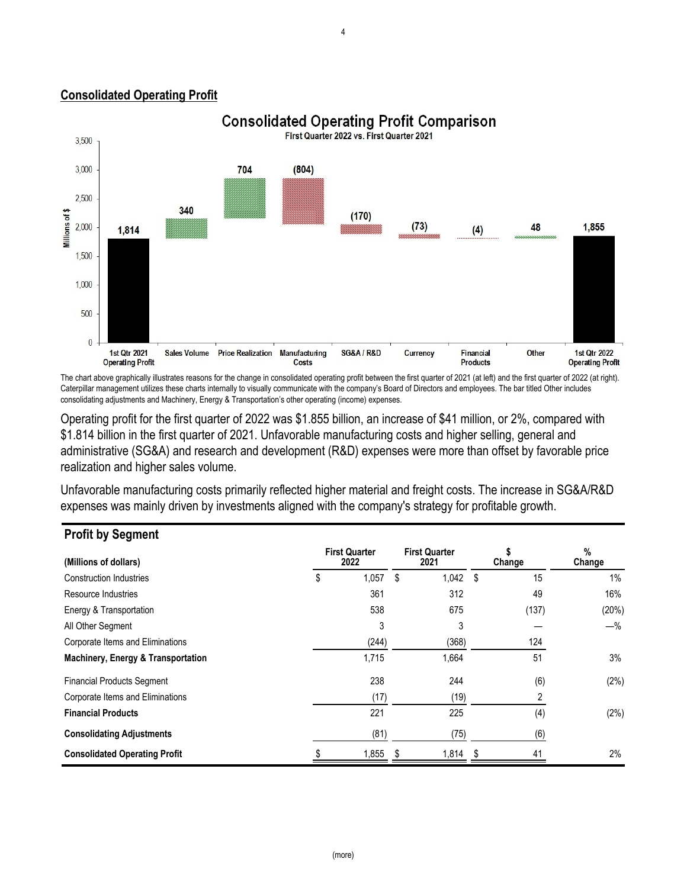## Consolidated Operating Profit

**Consolidated Operating Profit Comparison**
First Quarter 2022 vs. First Quarter 2021

| | Millions of $ |
|---|---|
| 1st Qtr 2021 Operating Profit | 1,814 |
| Sales Volume | 340 |
| Price Realization | 704 |
| Manufacturing Costs | (804) |
| SG&A / R&D | (170) |
| Currency | (73) |
| Financial Products | (4) |
| Other | 48 |
| 1st Qtr 2022 Operating Profit | 1,855 |

The chart above graphically illustrates reasons for the change in consolidated operating profit between the first quarter of 2021 (at left) and the first quarter of 2022 (at right). Caterpillar management utilizes these charts internally to visually communicate with the company's Board of Directors and employees. The bar titled Other includes consolidating adjustments and Machinery, Energy & Transportation's other operating (income) expenses.

Operating profit for the first quarter of 2022 was $1.855 billion, an increase of $41 million, or 2%, compared with $1.814 billion in the first quarter of 2021. Unfavorable manufacturing costs and higher selling, general and administrative (SG&A) and research and development (R&D) expenses were more than offset by favorable price realization and higher sales volume.

Unfavorable manufacturing costs primarily reflected higher material and freight costs. The increase in SG&A/R&D expenses was mainly driven by investments aligned with the company's strategy for profitable growth.

### Profit by Segment

| (Millions of dollars) | First Quarter 2022 | First Quarter 2021 | $ Change | % Change |
|---|---|---|---|---|
| Construction Industries | $ 1,057 | $ 1,042 | $ 15 | 1% |
| Resource Industries | 361 | 312 | 49 | 16% |
| Energy & Transportation | 538 | 675 | (137) | (20%) |
| All Other Segment | 3 | 3 | — | —% |
| Corporate Items and Eliminations | (244) | (368) | 124 | |
| **Machinery, Energy & Transportation** | 1,715 | 1,664 | 51 | 3% |
| Financial Products Segment | 238 | 244 | (6) | (2%) |
| Corporate Items and Eliminations | (17) | (19) | 2 | |
| **Financial Products** | 221 | 225 | (4) | (2%) |
| **Consolidating Adjustments** | (81) | (75) | (6) | |
| **Consolidated Operating Profit** | $ 1,855 | $ 1,814 | $ 41 | 2% |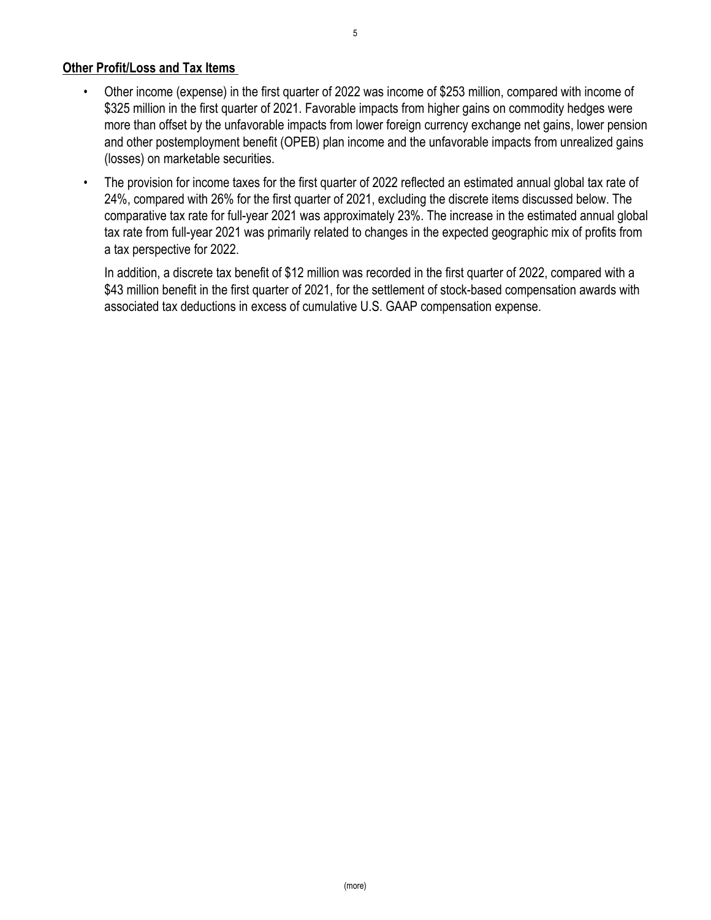**Other Profit/Loss and Tax Items**

- Other income (expense) in the first quarter of 2022 was income of $253 million, compared with income of $325 million in the first quarter of 2021. Favorable impacts from higher gains on commodity hedges were more than offset by the unfavorable impacts from lower foreign currency exchange net gains, lower pension and other postemployment benefit (OPEB) plan income and the unfavorable impacts from unrealized gains (losses) on marketable securities.
- The provision for income taxes for the first quarter of 2022 reflected an estimated annual global tax rate of 24%, compared with 26% for the first quarter of 2021, excluding the discrete items discussed below. The comparative tax rate for full-year 2021 was approximately 23%. The increase in the estimated annual global tax rate from full-year 2021 was primarily related to changes in the expected geographic mix of profits from a tax perspective for 2022.

  In addition, a discrete tax benefit of $12 million was recorded in the first quarter of 2022, compared with a $43 million benefit in the first quarter of 2021, for the settlement of stock-based compensation awards with associated tax deductions in excess of cumulative U.S. GAAP compensation expense.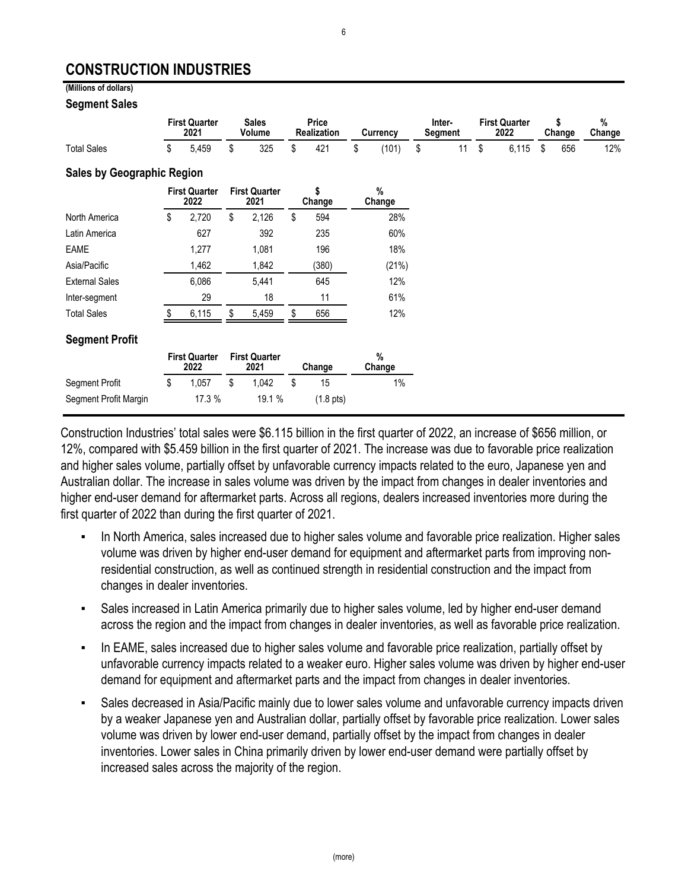# CONSTRUCTION INDUSTRIES

**(Millions of dollars)**

### Segment Sales

| | First Quarter 2021 | Sales Volume | Price Realization | Currency | Inter-Segment | First Quarter 2022 | $ Change | % Change |
|---|---|---|---|---|---|---|---|---|
| Total Sales | $ 5,459 | $ 325 | $ 421 | $ (101) | $ 11 | $ 6,115 | $ 656 | 12% |

### Sales by Geographic Region

| | First Quarter 2022 | First Quarter 2021 | $ Change | % Change |
|---|---|---|---|---|
| North America | $ 2,720 | $ 2,126 | $ 594 | 28% |
| Latin America | 627 | 392 | 235 | 60% |
| EAME | 1,277 | 1,081 | 196 | 18% |
| Asia/Pacific | 1,462 | 1,842 | (380) | (21%) |
| External Sales | 6,086 | 5,441 | 645 | 12% |
| Inter-segment | 29 | 18 | 11 | 61% |
| Total Sales | $ 6,115 | $ 5,459 | $ 656 | 12% |

### Segment Profit

| | First Quarter 2022 | First Quarter 2021 | Change | % Change |
|---|---|---|---|---|
| Segment Profit | $ 1,057 | $ 1,042 | $ 15 | 1% |
| Segment Profit Margin | 17.3 % | 19.1 % | (1.8 pts) | |

Construction Industries' total sales were $6.115 billion in the first quarter of 2022, an increase of $656 million, or 12%, compared with $5.459 billion in the first quarter of 2021. The increase was due to favorable price realization and higher sales volume, partially offset by unfavorable currency impacts related to the euro, Japanese yen and Australian dollar. The increase in sales volume was driven by the impact from changes in dealer inventories and higher end-user demand for aftermarket parts. Across all regions, dealers increased inventories more during the first quarter of 2022 than during the first quarter of 2021.

- In North America, sales increased due to higher sales volume and favorable price realization. Higher sales volume was driven by higher end-user demand for equipment and aftermarket parts from improving non-residential construction, as well as continued strength in residential construction and the impact from changes in dealer inventories.
- Sales increased in Latin America primarily due to higher sales volume, led by higher end-user demand across the region and the impact from changes in dealer inventories, as well as favorable price realization.
- In EAME, sales increased due to higher sales volume and favorable price realization, partially offset by unfavorable currency impacts related to a weaker euro. Higher sales volume was driven by higher end-user demand for equipment and aftermarket parts and the impact from changes in dealer inventories.
- Sales decreased in Asia/Pacific mainly due to lower sales volume and unfavorable currency impacts driven by a weaker Japanese yen and Australian dollar, partially offset by favorable price realization. Lower sales volume was driven by lower end-user demand, partially offset by the impact from changes in dealer inventories. Lower sales in China primarily driven by lower end-user demand were partially offset by increased sales across the majority of the region.

(more)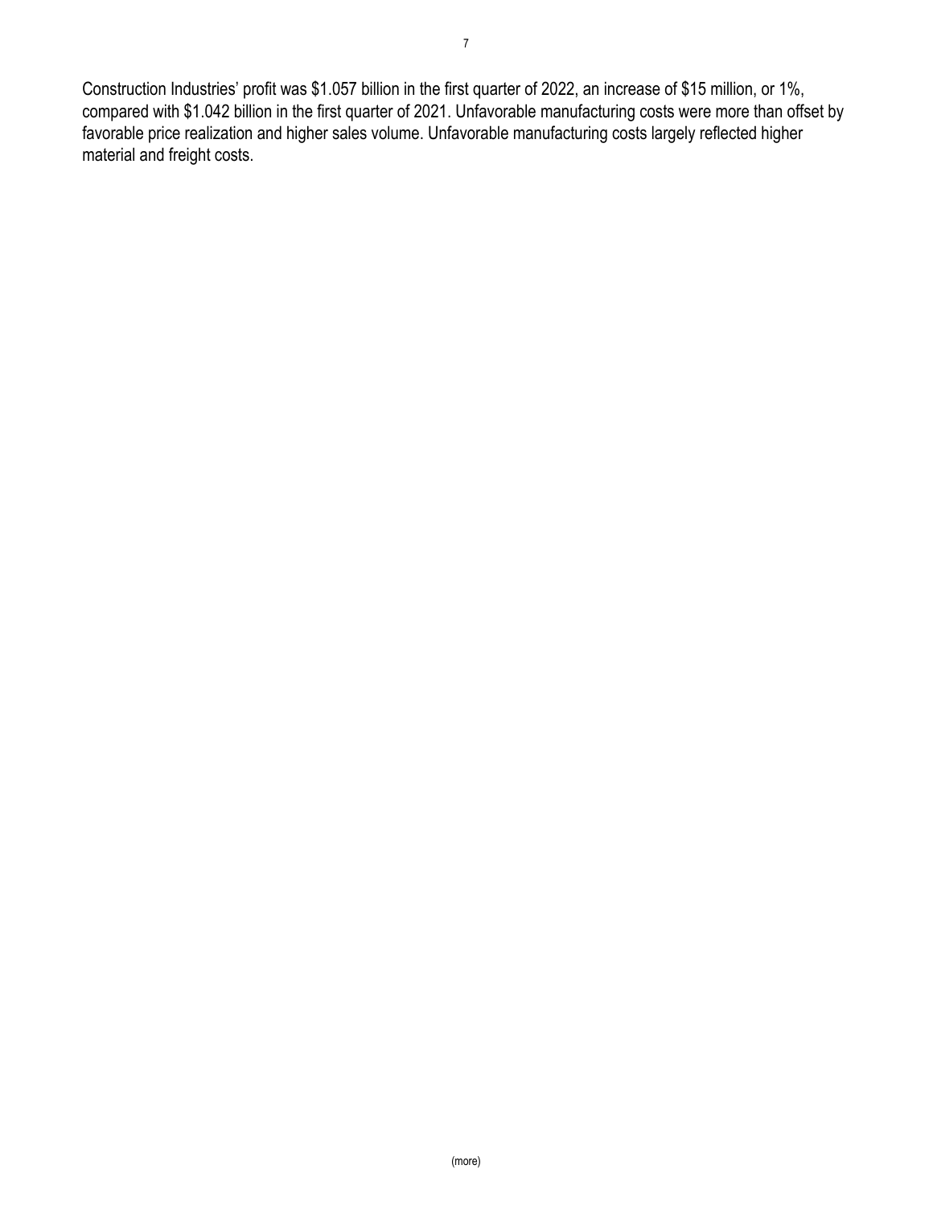Construction Industries' profit was $1.057 billion in the first quarter of 2022, an increase of $15 million, or 1%, compared with $1.042 billion in the first quarter of 2021. Unfavorable manufacturing costs were more than offset by favorable price realization and higher sales volume. Unfavorable manufacturing costs largely reflected higher material and freight costs.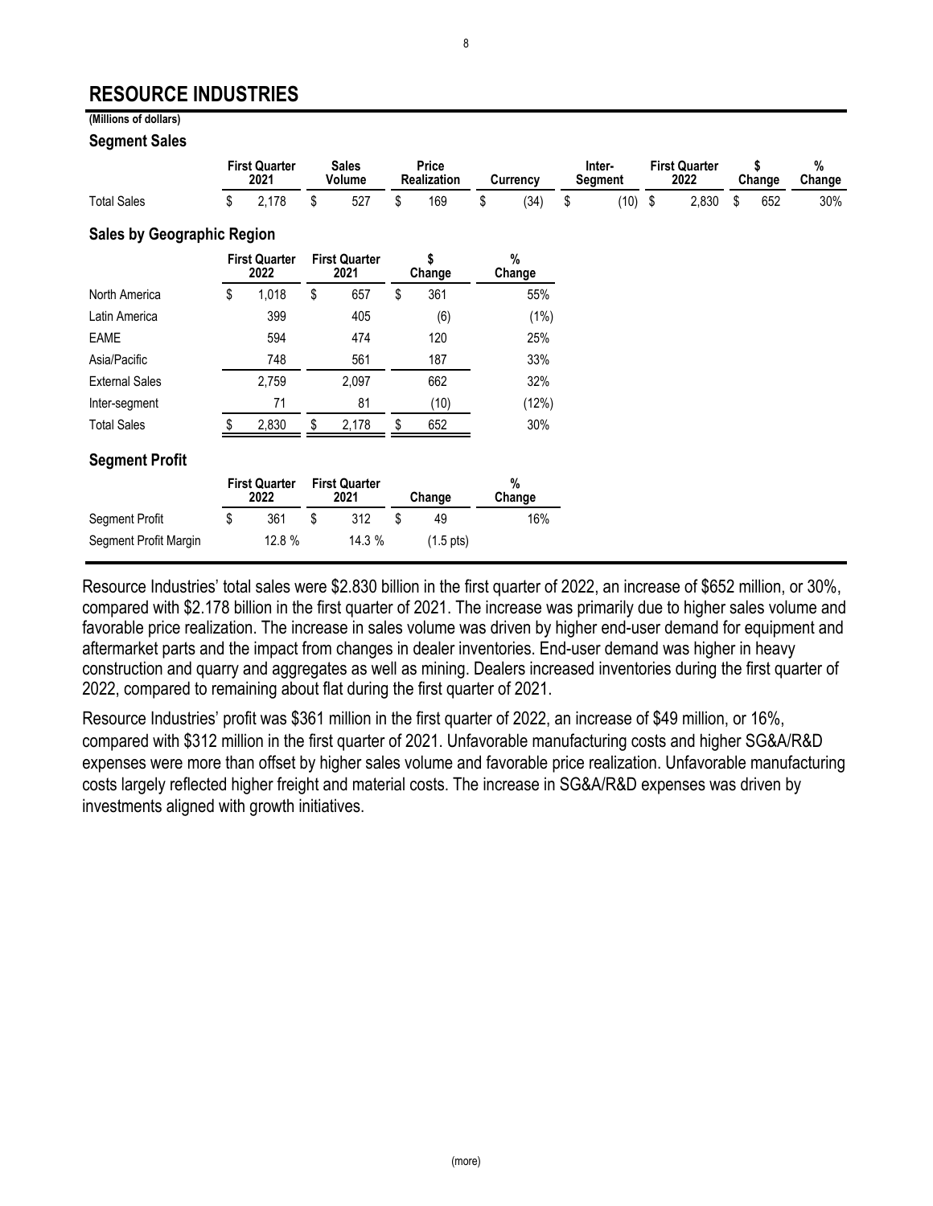## RESOURCE INDUSTRIES

**(Millions of dollars)**

### Segment Sales

| | First Quarter 2021 | Sales Volume | Price Realization | Currency | Inter-Segment | First Quarter 2022 | $ Change | % Change |
|---|---|---|---|---|---|---|---|---|
| Total Sales | $ 2,178 | $ 527 | $ 169 | $ (34) | $ (10) | $ 2,830 | $ 652 | 30% |

### Sales by Geographic Region

| | First Quarter 2022 | First Quarter 2021 | $ Change | % Change |
|---|---|---|---|---|
| North America | $ 1,018 | $ 657 | $ 361 | 55% |
| Latin America | 399 | 405 | (6) | (1%) |
| EAME | 594 | 474 | 120 | 25% |
| Asia/Pacific | 748 | 561 | 187 | 33% |
| External Sales | 2,759 | 2,097 | 662 | 32% |
| Inter-segment | 71 | 81 | (10) | (12%) |
| Total Sales | $ 2,830 | $ 2,178 | $ 652 | 30% |

### Segment Profit

| | First Quarter 2022 | First Quarter 2021 | Change | % Change |
|---|---|---|---|---|
| Segment Profit | $ 361 | $ 312 | $ 49 | 16% |
| Segment Profit Margin | 12.8 % | 14.3 % | (1.5 pts) | |

Resource Industries' total sales were $2.830 billion in the first quarter of 2022, an increase of $652 million, or 30%, compared with $2.178 billion in the first quarter of 2021. The increase was primarily due to higher sales volume and favorable price realization. The increase in sales volume was driven by higher end-user demand for equipment and aftermarket parts and the impact from changes in dealer inventories. End-user demand was higher in heavy construction and quarry and aggregates as well as mining. Dealers increased inventories during the first quarter of 2022, compared to remaining about flat during the first quarter of 2021.

Resource Industries' profit was $361 million in the first quarter of 2022, an increase of $49 million, or 16%, compared with $312 million in the first quarter of 2021. Unfavorable manufacturing costs and higher SG&A/R&D expenses were more than offset by higher sales volume and favorable price realization. Unfavorable manufacturing costs largely reflected higher freight and material costs. The increase in SG&A/R&D expenses was driven by investments aligned with growth initiatives.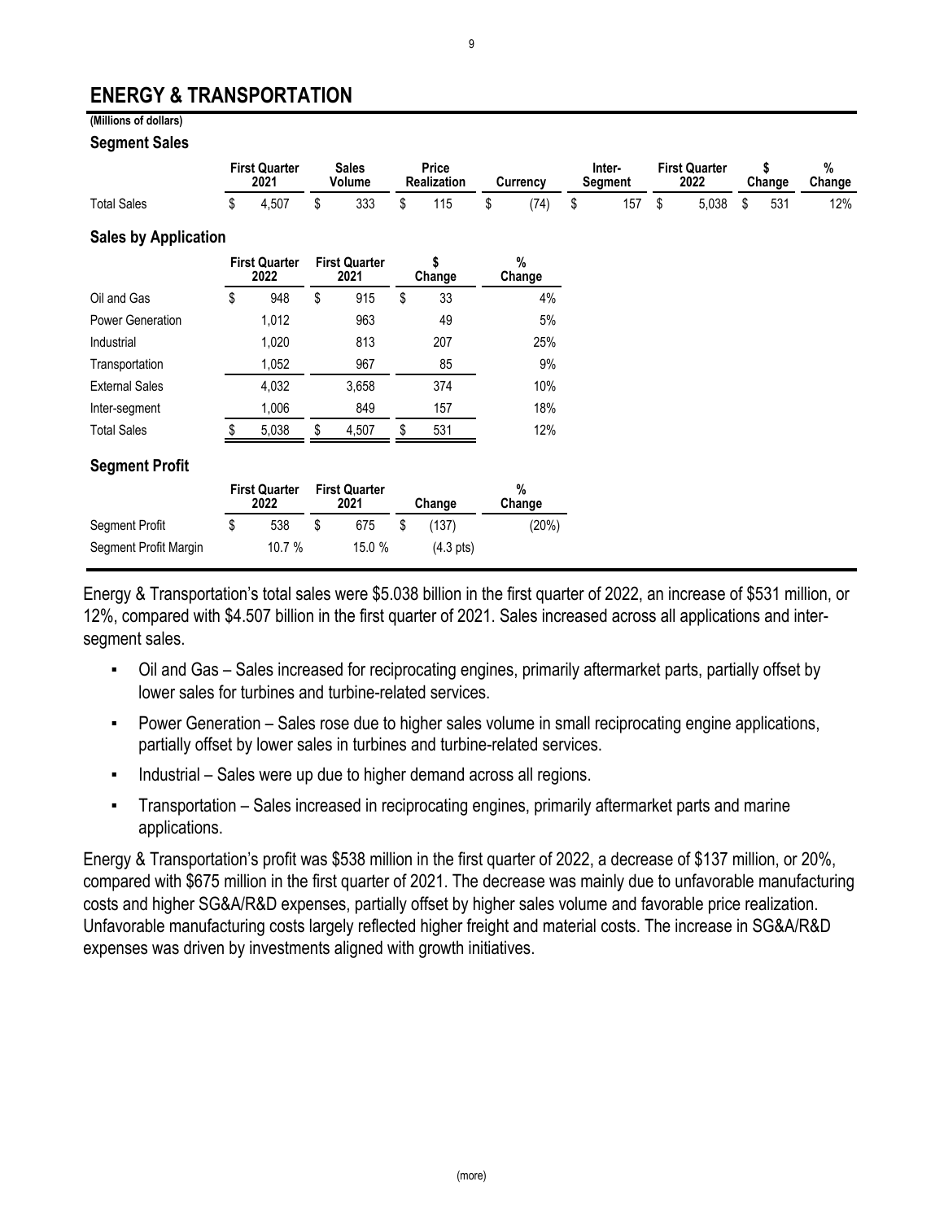# ENERGY & TRANSPORTATION

**(Millions of dollars)**

### Segment Sales

| | First Quarter 2021 | Sales Volume | Price Realization | Currency | Inter-Segment | First Quarter 2022 | $ Change | % Change |
|---|---|---|---|---|---|---|---|---|
| Total Sales | $ 4,507 | $ 333 | $ 115 | $ (74) | $ 157 | $ 5,038 | $ 531 | 12% |

### Sales by Application

| | First Quarter 2022 | First Quarter 2021 | $ Change | % Change |
|---|---|---|---|---|
| Oil and Gas | $ 948 | $ 915 | $ 33 | 4% |
| Power Generation | 1,012 | 963 | 49 | 5% |
| Industrial | 1,020 | 813 | 207 | 25% |
| Transportation | 1,052 | 967 | 85 | 9% |
| External Sales | 4,032 | 3,658 | 374 | 10% |
| Inter-segment | 1,006 | 849 | 157 | 18% |
| Total Sales | $ 5,038 | $ 4,507 | $ 531 | 12% |

### Segment Profit

| | First Quarter 2022 | First Quarter 2021 | Change | % Change |
|---|---|---|---|---|
| Segment Profit | $ 538 | $ 675 | $ (137) | (20%) |
| Segment Profit Margin | 10.7 % | 15.0 % | (4.3 pts) | |

Energy & Transportation's total sales were $5.038 billion in the first quarter of 2022, an increase of $531 million, or 12%, compared with $4.507 billion in the first quarter of 2021. Sales increased across all applications and inter-segment sales.

- Oil and Gas – Sales increased for reciprocating engines, primarily aftermarket parts, partially offset by lower sales for turbines and turbine-related services.
- Power Generation – Sales rose due to higher sales volume in small reciprocating engine applications, partially offset by lower sales in turbines and turbine-related services.
- Industrial – Sales were up due to higher demand across all regions.
- Transportation – Sales increased in reciprocating engines, primarily aftermarket parts and marine applications.

Energy & Transportation's profit was $538 million in the first quarter of 2022, a decrease of $137 million, or 20%, compared with $675 million in the first quarter of 2021. The decrease was mainly due to unfavorable manufacturing costs and higher SG&A/R&D expenses, partially offset by higher sales volume and favorable price realization. Unfavorable manufacturing costs largely reflected higher freight and material costs. The increase in SG&A/R&D expenses was driven by investments aligned with growth initiatives.

(more)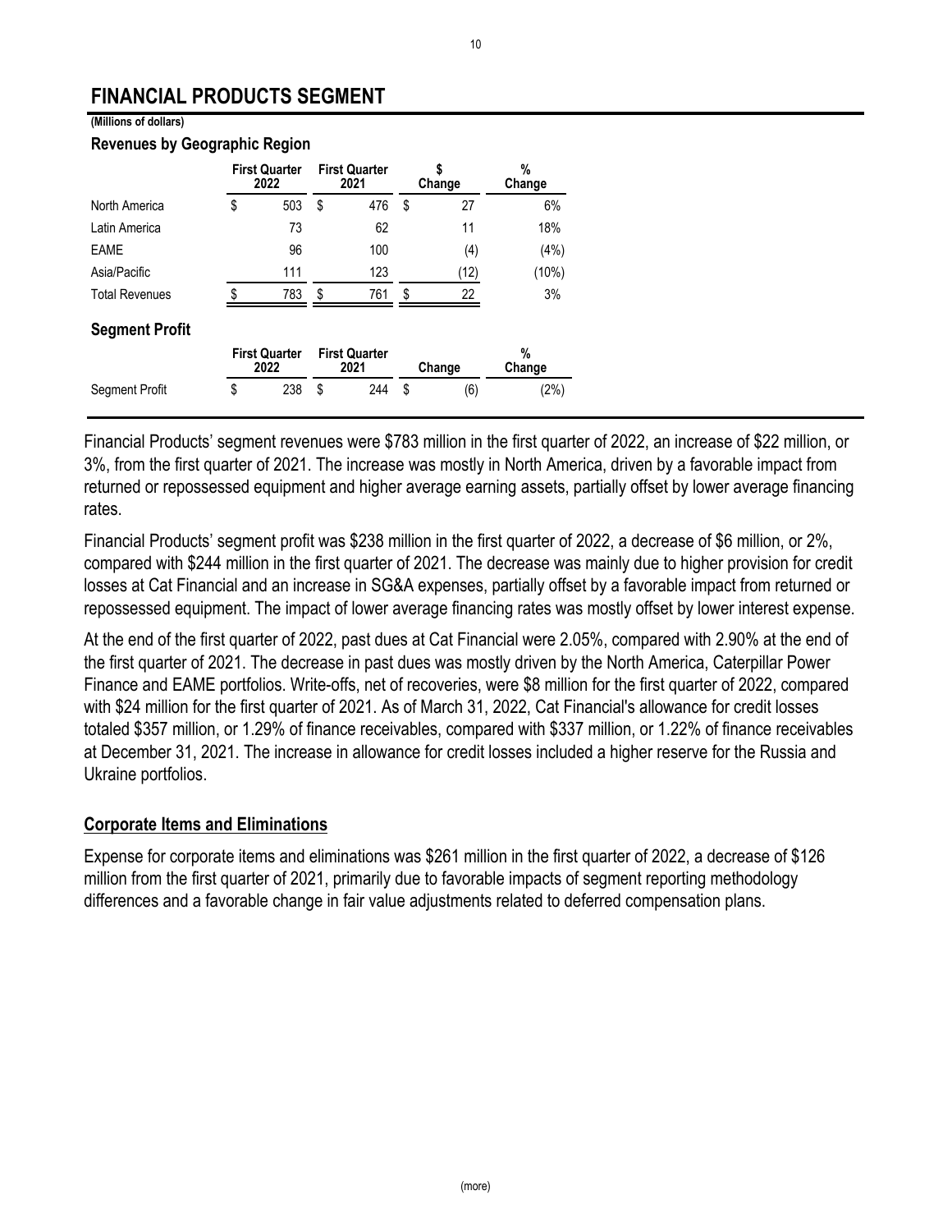# FINANCIAL PRODUCTS SEGMENT

**(Millions of dollars)**

**Revenues by Geographic Region**

| | First Quarter 2022 | First Quarter 2021 | $ Change | % Change |
|---|---|---|---|---|
| North America | $ 503 | $ 476 | $ 27 | 6% |
| Latin America | 73 | 62 | 11 | 18% |
| EAME | 96 | 100 | (4) | (4%) |
| Asia/Pacific | 111 | 123 | (12) | (10%) |
| Total Revenues | $ 783 | $ 761 | $ 22 | 3% |

**Segment Profit**

| | First Quarter 2022 | First Quarter 2021 | Change | % Change |
|---|---|---|---|---|
| Segment Profit | $ 238 | $ 244 | $ (6) | (2%) |

Financial Products' segment revenues were $783 million in the first quarter of 2022, an increase of $22 million, or 3%, from the first quarter of 2021. The increase was mostly in North America, driven by a favorable impact from returned or repossessed equipment and higher average earning assets, partially offset by lower average financing rates.

Financial Products' segment profit was $238 million in the first quarter of 2022, a decrease of $6 million, or 2%, compared with $244 million in the first quarter of 2021. The decrease was mainly due to higher provision for credit losses at Cat Financial and an increase in SG&A expenses, partially offset by a favorable impact from returned or repossessed equipment. The impact of lower average financing rates was mostly offset by lower interest expense.

At the end of the first quarter of 2022, past dues at Cat Financial were 2.05%, compared with 2.90% at the end of the first quarter of 2021. The decrease in past dues was mostly driven by the North America, Caterpillar Power Finance and EAME portfolios. Write-offs, net of recoveries, were $8 million for the first quarter of 2022, compared with $24 million for the first quarter of 2021. As of March 31, 2022, Cat Financial's allowance for credit losses totaled $357 million, or 1.29% of finance receivables, compared with $337 million, or 1.22% of finance receivables at December 31, 2021. The increase in allowance for credit losses included a higher reserve for the Russia and Ukraine portfolios.

## Corporate Items and Eliminations

Expense for corporate items and eliminations was $261 million in the first quarter of 2022, a decrease of $126 million from the first quarter of 2021, primarily due to favorable impacts of segment reporting methodology differences and a favorable change in fair value adjustments related to deferred compensation plans.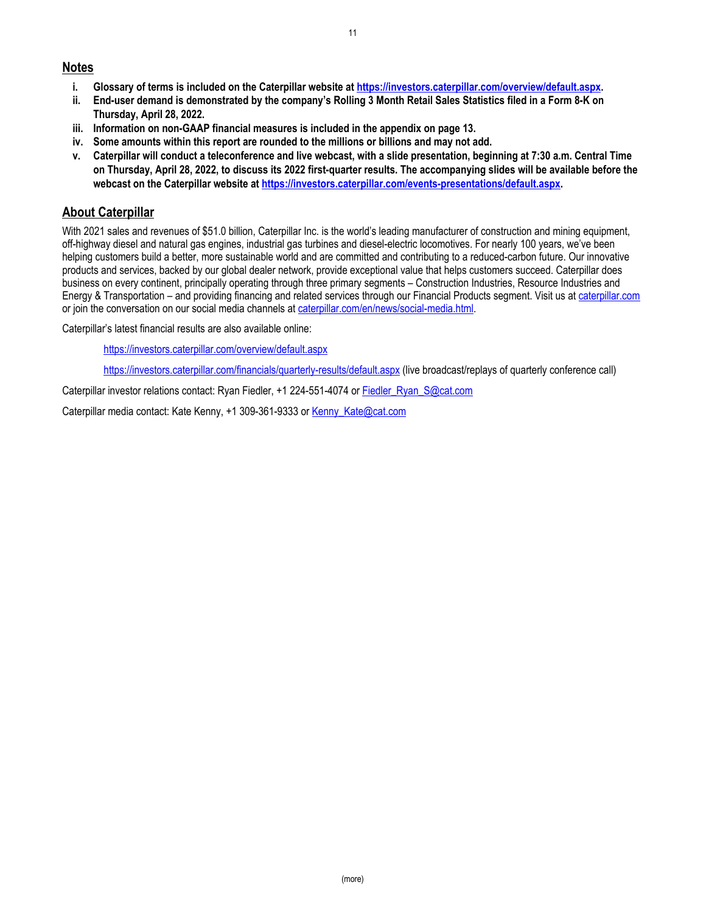## Notes

i. **Glossary of terms is included on the Caterpillar website at https://investors.caterpillar.com/overview/default.aspx.**
ii. **End-user demand is demonstrated by the company's Rolling 3 Month Retail Sales Statistics filed in a Form 8-K on Thursday, April 28, 2022.**
iii. **Information on non-GAAP financial measures is included in the appendix on page 13.**
iv. **Some amounts within this report are rounded to the millions or billions and may not add.**
v. **Caterpillar will conduct a teleconference and live webcast, with a slide presentation, beginning at 7:30 a.m. Central Time on Thursday, April 28, 2022, to discuss its 2022 first-quarter results. The accompanying slides will be available before the webcast on the Caterpillar website at https://investors.caterpillar.com/events-presentations/default.aspx.**

## About Caterpillar

With 2021 sales and revenues of $51.0 billion, Caterpillar Inc. is the world's leading manufacturer of construction and mining equipment, off-highway diesel and natural gas engines, industrial gas turbines and diesel-electric locomotives. For nearly 100 years, we've been helping customers build a better, more sustainable world and are committed and contributing to a reduced-carbon future. Our innovative products and services, backed by our global dealer network, provide exceptional value that helps customers succeed. Caterpillar does business on every continent, principally operating through three primary segments – Construction Industries, Resource Industries and Energy & Transportation – and providing financing and related services through our Financial Products segment. Visit us at caterpillar.com or join the conversation on our social media channels at caterpillar.com/en/news/social-media.html.

Caterpillar's latest financial results are also available online:

https://investors.caterpillar.com/overview/default.aspx

https://investors.caterpillar.com/financials/quarterly-results/default.aspx (live broadcast/replays of quarterly conference call)

Caterpillar investor relations contact: Ryan Fiedler, +1 224-551-4074 or Fiedler_Ryan_S@cat.com

Caterpillar media contact: Kate Kenny, +1 309-361-9333 or Kenny_Kate@cat.com

(more)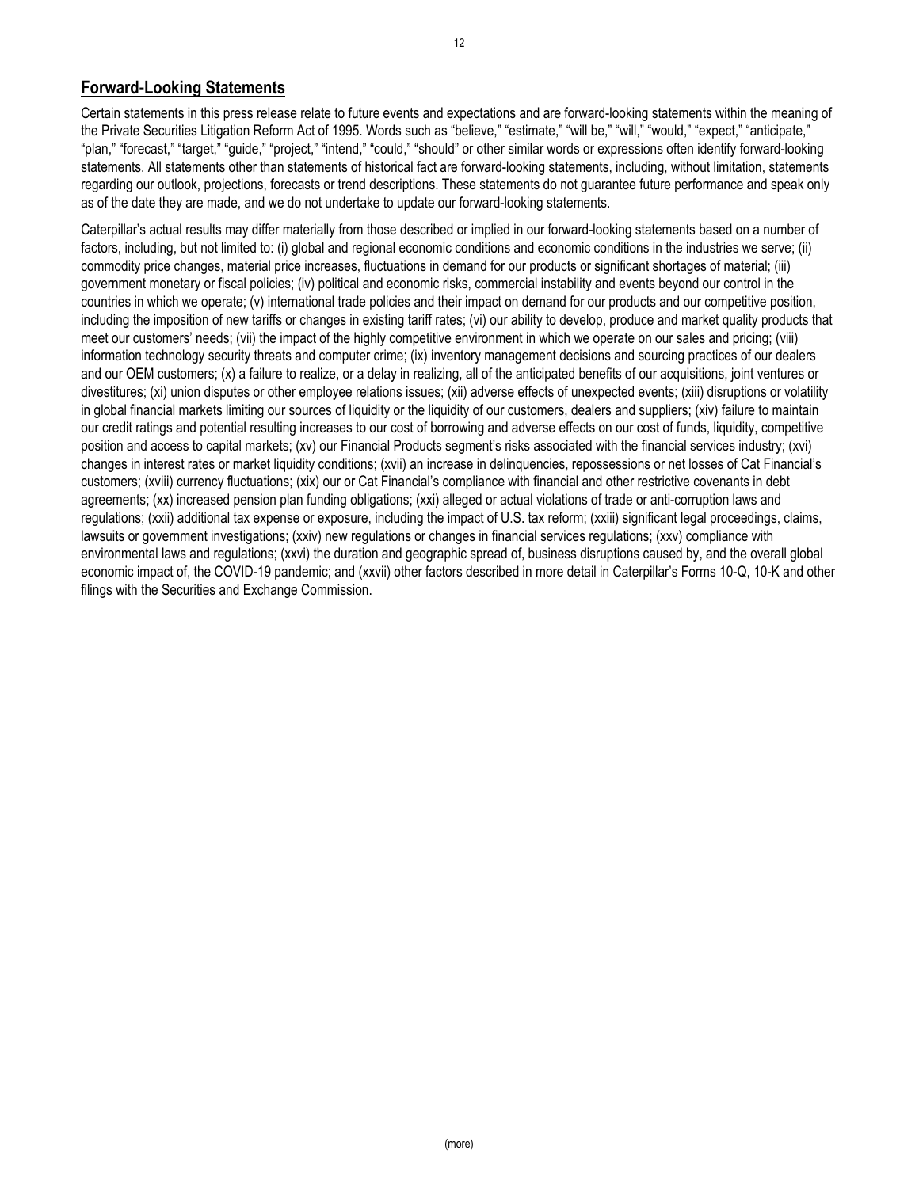## Forward-Looking Statements

Certain statements in this press release relate to future events and expectations and are forward-looking statements within the meaning of the Private Securities Litigation Reform Act of 1995. Words such as "believe," "estimate," "will be," "will," "would," "expect," "anticipate," "plan," "forecast," "target," "guide," "project," "intend," "could," "should" or other similar words or expressions often identify forward-looking statements. All statements other than statements of historical fact are forward-looking statements, including, without limitation, statements regarding our outlook, projections, forecasts or trend descriptions. These statements do not guarantee future performance and speak only as of the date they are made, and we do not undertake to update our forward-looking statements.

Caterpillar's actual results may differ materially from those described or implied in our forward-looking statements based on a number of factors, including, but not limited to: (i) global and regional economic conditions and economic conditions in the industries we serve; (ii) commodity price changes, material price increases, fluctuations in demand for our products or significant shortages of material; (iii) government monetary or fiscal policies; (iv) political and economic risks, commercial instability and events beyond our control in the countries in which we operate; (v) international trade policies and their impact on demand for our products and our competitive position, including the imposition of new tariffs or changes in existing tariff rates; (vi) our ability to develop, produce and market quality products that meet our customers' needs; (vii) the impact of the highly competitive environment in which we operate on our sales and pricing; (viii) information technology security threats and computer crime; (ix) inventory management decisions and sourcing practices of our dealers and our OEM customers; (x) a failure to realize, or a delay in realizing, all of the anticipated benefits of our acquisitions, joint ventures or divestitures; (xi) union disputes or other employee relations issues; (xii) adverse effects of unexpected events; (xiii) disruptions or volatility in global financial markets limiting our sources of liquidity or the liquidity of our customers, dealers and suppliers; (xiv) failure to maintain our credit ratings and potential resulting increases to our cost of borrowing and adverse effects on our cost of funds, liquidity, competitive position and access to capital markets; (xv) our Financial Products segment's risks associated with the financial services industry; (xvi) changes in interest rates or market liquidity conditions; (xvii) an increase in delinquencies, repossessions or net losses of Cat Financial's customers; (xviii) currency fluctuations; (xix) our or Cat Financial's compliance with financial and other restrictive covenants in debt agreements; (xx) increased pension plan funding obligations; (xxi) alleged or actual violations of trade or anti-corruption laws and regulations; (xxii) additional tax expense or exposure, including the impact of U.S. tax reform; (xxiii) significant legal proceedings, claims, lawsuits or government investigations; (xxiv) new regulations or changes in financial services regulations; (xxv) compliance with environmental laws and regulations; (xxvi) the duration and geographic spread of, business disruptions caused by, and the overall global economic impact of, the COVID-19 pandemic; and (xxvii) other factors described in more detail in Caterpillar's Forms 10-Q, 10-K and other filings with the Securities and Exchange Commission.

(more)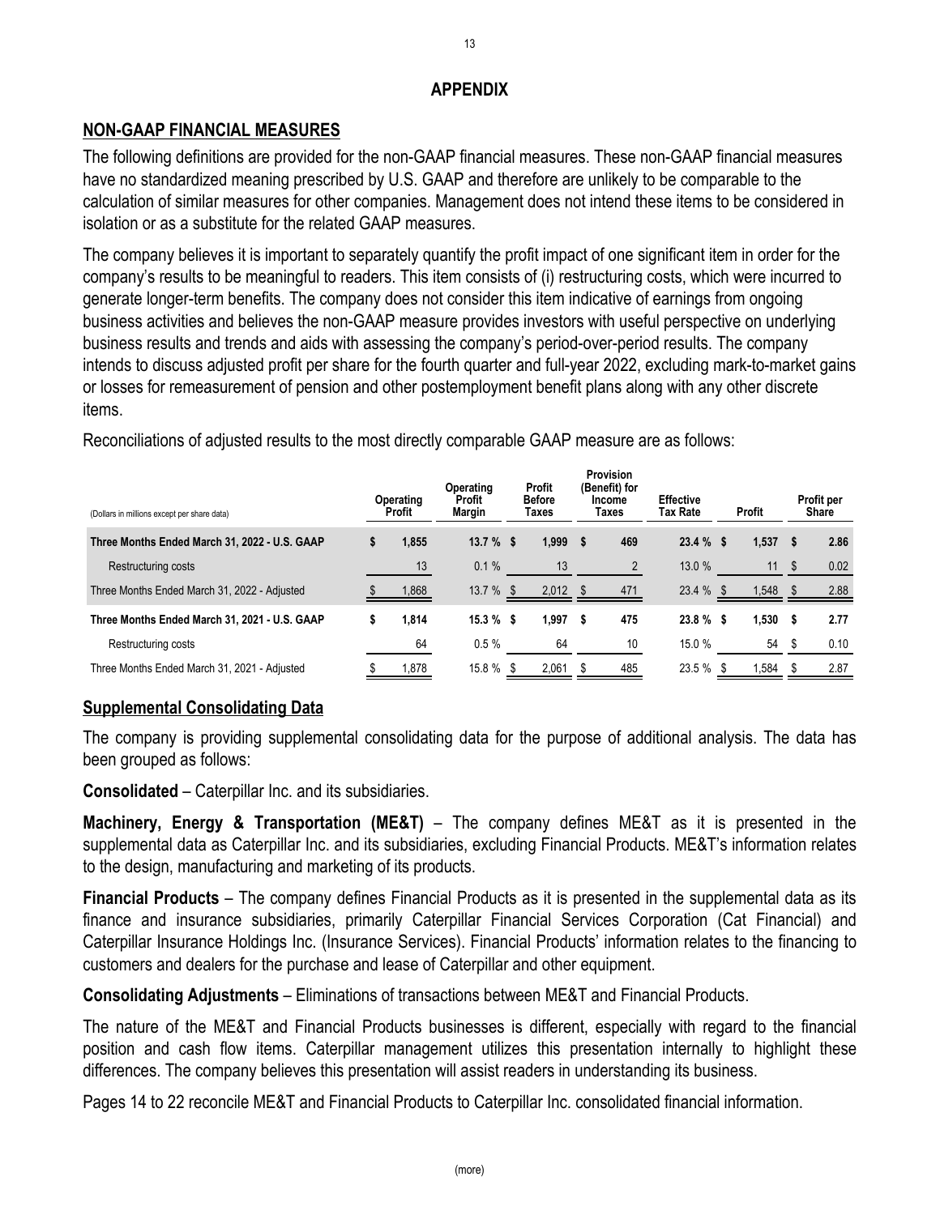## APPENDIX

## NON-GAAP FINANCIAL MEASURES

The following definitions are provided for the non-GAAP financial measures. These non-GAAP financial measures have no standardized meaning prescribed by U.S. GAAP and therefore are unlikely to be comparable to the calculation of similar measures for other companies. Management does not intend these items to be considered in isolation or as a substitute for the related GAAP measures.

The company believes it is important to separately quantify the profit impact of one significant item in order for the company's results to be meaningful to readers. This item consists of (i) restructuring costs, which were incurred to generate longer-term benefits. The company does not consider this item indicative of earnings from ongoing business activities and believes the non-GAAP measure provides investors with useful perspective on underlying business results and trends and aids with assessing the company's period-over-period results. The company intends to discuss adjusted profit per share for the fourth quarter and full-year 2022, excluding mark-to-market gains or losses for remeasurement of pension and other postemployment benefit plans along with any other discrete items.

Reconciliations of adjusted results to the most directly comparable GAAP measure are as follows:

| (Dollars in millions except per share data) | Operating Profit | Operating Profit Margin | Profit Before Taxes | Provision (Benefit) for Income Taxes | Effective Tax Rate | Profit | Profit per Share |
|---|---|---|---|---|---|---|---|
| **Three Months Ended March 31, 2022 - U.S. GAAP** | **$ 1,855** | **13.7 %** | **$ 1,999** | **$ 469** | **23.4 %** | **$ 1,537** | **$ 2.86** |
| Restructuring costs | 13 | 0.1 % | 13 | 2 | 13.0 % | 11 | $ 0.02 |
| Three Months Ended March 31, 2022 - Adjusted | $ 1,868 | 13.7 % | $ 2,012 | $ 471 | 23.4 % | $ 1,548 | $ 2.88 |
| **Three Months Ended March 31, 2021 - U.S. GAAP** | **$ 1,814** | **15.3 %** | **$ 1,997** | **$ 475** | **23.8 %** | **$ 1,530** | **$ 2.77** |
| Restructuring costs | 64 | 0.5 % | 64 | 10 | 15.0 % | 54 | $ 0.10 |
| Three Months Ended March 31, 2021 - Adjusted | $ 1,878 | 15.8 % | $ 2,061 | $ 485 | 23.5 % | $ 1,584 | $ 2.87 |

## Supplemental Consolidating Data

The company is providing supplemental consolidating data for the purpose of additional analysis. The data has been grouped as follows:

**Consolidated** – Caterpillar Inc. and its subsidiaries.

**Machinery, Energy & Transportation (ME&T)** – The company defines ME&T as it is presented in the supplemental data as Caterpillar Inc. and its subsidiaries, excluding Financial Products. ME&T's information relates to the design, manufacturing and marketing of its products.

**Financial Products** – The company defines Financial Products as it is presented in the supplemental data as its finance and insurance subsidiaries, primarily Caterpillar Financial Services Corporation (Cat Financial) and Caterpillar Insurance Holdings Inc. (Insurance Services). Financial Products' information relates to the financing to customers and dealers for the purchase and lease of Caterpillar and other equipment.

**Consolidating Adjustments** – Eliminations of transactions between ME&T and Financial Products.

The nature of the ME&T and Financial Products businesses is different, especially with regard to the financial position and cash flow items. Caterpillar management utilizes this presentation internally to highlight these differences. The company believes this presentation will assist readers in understanding its business.

Pages 14 to 22 reconcile ME&T and Financial Products to Caterpillar Inc. consolidated financial information.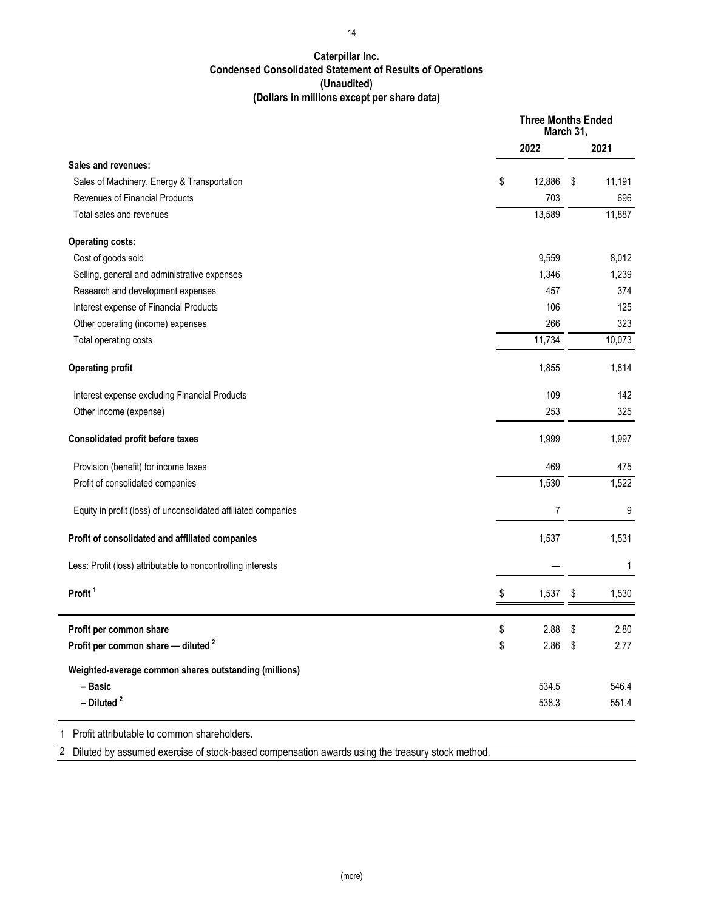**Caterpillar Inc.**
**Condensed Consolidated Statement of Results of Operations**
**(Unaudited)**
**(Dollars in millions except per share data)**

| | Three Months Ended March 31, | |
|---|---|---|
| | **2022** | **2021** |
| **Sales and revenues:** | | |
| Sales of Machinery, Energy & Transportation | $ 12,886 | $ 11,191 |
| Revenues of Financial Products | 703 | 696 |
| Total sales and revenues | 13,589 | 11,887 |
| **Operating costs:** | | |
| Cost of goods sold | 9,559 | 8,012 |
| Selling, general and administrative expenses | 1,346 | 1,239 |
| Research and development expenses | 457 | 374 |
| Interest expense of Financial Products | 106 | 125 |
| Other operating (income) expenses | 266 | 323 |
| Total operating costs | 11,734 | 10,073 |
| **Operating profit** | 1,855 | 1,814 |
| Interest expense excluding Financial Products | 109 | 142 |
| Other income (expense) | 253 | 325 |
| **Consolidated profit before taxes** | 1,999 | 1,997 |
| Provision (benefit) for income taxes | 469 | 475 |
| Profit of consolidated companies | 1,530 | 1,522 |
| Equity in profit (loss) of unconsolidated affiliated companies | 7 | 9 |
| **Profit of consolidated and affiliated companies** | 1,537 | 1,531 |
| Less: Profit (loss) attributable to noncontrolling interests | — | 1 |
| **Profit** [1] | $ 1,537 | $ 1,530 |
| **Profit per common share** | $ 2.88 | $ 2.80 |
| **Profit per common share — diluted** [2] | $ 2.86 | $ 2.77 |
| **Weighted-average common shares outstanding (millions)** | | |
| **– Basic** | 534.5 | 546.4 |
| **– Diluted** [2] | 538.3 | 551.4 |

1 Profit attributable to common shareholders.

2 Diluted by assumed exercise of stock-based compensation awards using the treasury stock method.

(more)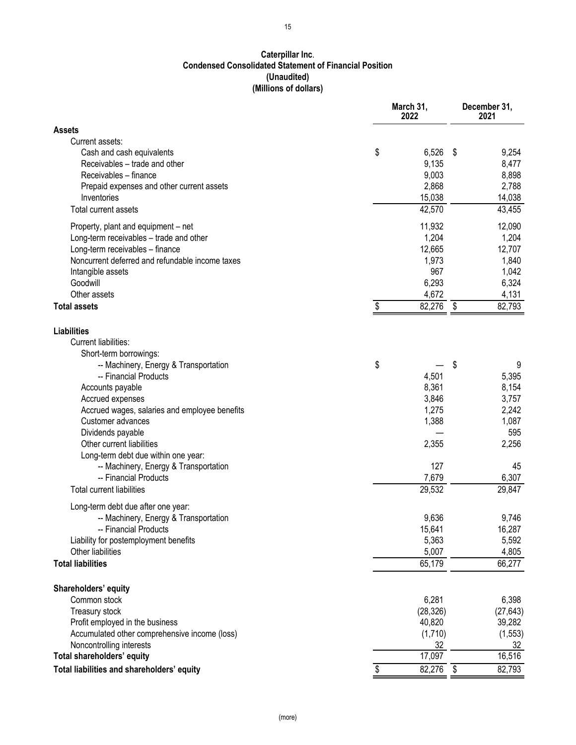**Caterpillar Inc.**
**Condensed Consolidated Statement of Financial Position**
**(Unaudited)**
**(Millions of dollars)**

| | March 31, 2022 | December 31, 2021 |
|---|---|---|
| **Assets** | | |
| Current assets: | | |
| Cash and cash equivalents | $ 6,526 | $ 9,254 |
| Receivables – trade and other | 9,135 | 8,477 |
| Receivables – finance | 9,003 | 8,898 |
| Prepaid expenses and other current assets | 2,868 | 2,788 |
| Inventories | 15,038 | 14,038 |
| Total current assets | 42,570 | 43,455 |
| Property, plant and equipment – net | 11,932 | 12,090 |
| Long-term receivables – trade and other | 1,204 | 1,204 |
| Long-term receivables – finance | 12,665 | 12,707 |
| Noncurrent deferred and refundable income taxes | 1,973 | 1,840 |
| Intangible assets | 967 | 1,042 |
| Goodwill | 6,293 | 6,324 |
| Other assets | 4,672 | 4,131 |
| **Total assets** | $ 82,276 | $ 82,793 |
| | | |
| **Liabilities** | | |
| Current liabilities: | | |
| Short-term borrowings: | | |
| -- Machinery, Energy & Transportation | $ — | $ 9 |
| -- Financial Products | 4,501 | 5,395 |
| Accounts payable | 8,361 | 8,154 |
| Accrued expenses | 3,846 | 3,757 |
| Accrued wages, salaries and employee benefits | 1,275 | 2,242 |
| Customer advances | 1,388 | 1,087 |
| Dividends payable | — | 595 |
| Other current liabilities | 2,355 | 2,256 |
| Long-term debt due within one year: | | |
| -- Machinery, Energy & Transportation | 127 | 45 |
| -- Financial Products | 7,679 | 6,307 |
| Total current liabilities | 29,532 | 29,847 |
| Long-term debt due after one year: | | |
| -- Machinery, Energy & Transportation | 9,636 | 9,746 |
| -- Financial Products | 15,641 | 16,287 |
| Liability for postemployment benefits | 5,363 | 5,592 |
| Other liabilities | 5,007 | 4,805 |
| **Total liabilities** | 65,179 | 66,277 |
| | | |
| **Shareholders' equity** | | |
| Common stock | 6,281 | 6,398 |
| Treasury stock | (28,326) | (27,643) |
| Profit employed in the business | 40,820 | 39,282 |
| Accumulated other comprehensive income (loss) | (1,710) | (1,553) |
| Noncontrolling interests | 32 | 32 |
| **Total shareholders' equity** | 17,097 | 16,516 |
| **Total liabilities and shareholders' equity** | $ 82,276 | $ 82,793 |

(more)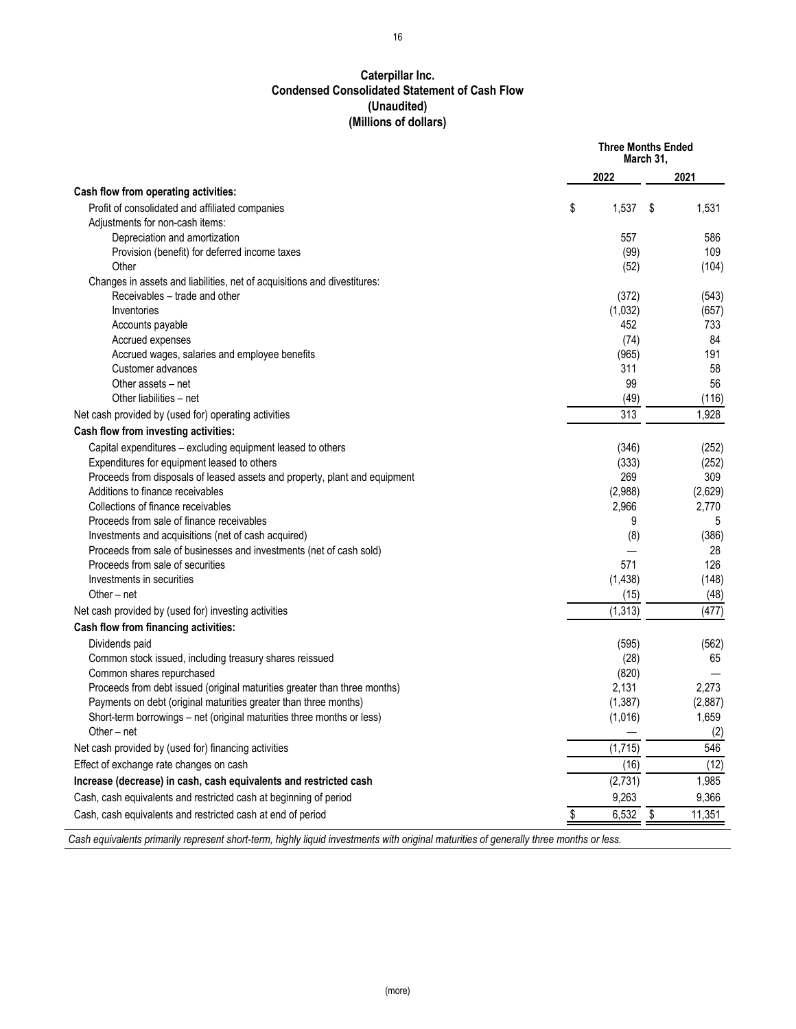# Caterpillar Inc.
## Condensed Consolidated Statement of Cash Flow
## (Unaudited)
## (Millions of dollars)

| | Three Months Ended March 31, | |
|---|---|---|
| | 2022 | 2021 |
| **Cash flow from operating activities:** | | |
| Profit of consolidated and affiliated companies | $ 1,537 | $ 1,531 |
| Adjustments for non-cash items: | | |
| Depreciation and amortization | 557 | 586 |
| Provision (benefit) for deferred income taxes | (99) | 109 |
| Other | (52) | (104) |
| Changes in assets and liabilities, net of acquisitions and divestitures: | | |
| Receivables – trade and other | (372) | (543) |
| Inventories | (1,032) | (657) |
| Accounts payable | 452 | 733 |
| Accrued expenses | (74) | 84 |
| Accrued wages, salaries and employee benefits | (965) | 191 |
| Customer advances | 311 | 58 |
| Other assets – net | 99 | 56 |
| Other liabilities – net | (49) | (116) |
| Net cash provided by (used for) operating activities | 313 | 1,928 |
| **Cash flow from investing activities:** | | |
| Capital expenditures – excluding equipment leased to others | (346) | (252) |
| Expenditures for equipment leased to others | (333) | (252) |
| Proceeds from disposals of leased assets and property, plant and equipment | 269 | 309 |
| Additions to finance receivables | (2,988) | (2,629) |
| Collections of finance receivables | 2,966 | 2,770 |
| Proceeds from sale of finance receivables | 9 | 5 |
| Investments and acquisitions (net of cash acquired) | (8) | (386) |
| Proceeds from sale of businesses and investments (net of cash sold) | — | 28 |
| Proceeds from sale of securities | 571 | 126 |
| Investments in securities | (1,438) | (148) |
| Other – net | (15) | (48) |
| Net cash provided by (used for) investing activities | (1,313) | (477) |
| **Cash flow from financing activities:** | | |
| Dividends paid | (595) | (562) |
| Common stock issued, including treasury shares reissued | (28) | 65 |
| Common shares repurchased | (820) | — |
| Proceeds from debt issued (original maturities greater than three months) | 2,131 | 2,273 |
| Payments on debt (original maturities greater than three months) | (1,387) | (2,887) |
| Short-term borrowings – net (original maturities three months or less) | (1,016) | 1,659 |
| Other – net | — | (2) |
| Net cash provided by (used for) financing activities | (1,715) | 546 |
| Effect of exchange rate changes on cash | (16) | (12) |
| **Increase (decrease) in cash, cash equivalents and restricted cash** | (2,731) | 1,985 |
| Cash, cash equivalents and restricted cash at beginning of period | 9,263 | 9,366 |
| Cash, cash equivalents and restricted cash at end of period | $ 6,532 | $ 11,351 |

*Cash equivalents primarily represent short-term, highly liquid investments with original maturities of generally three months or less.*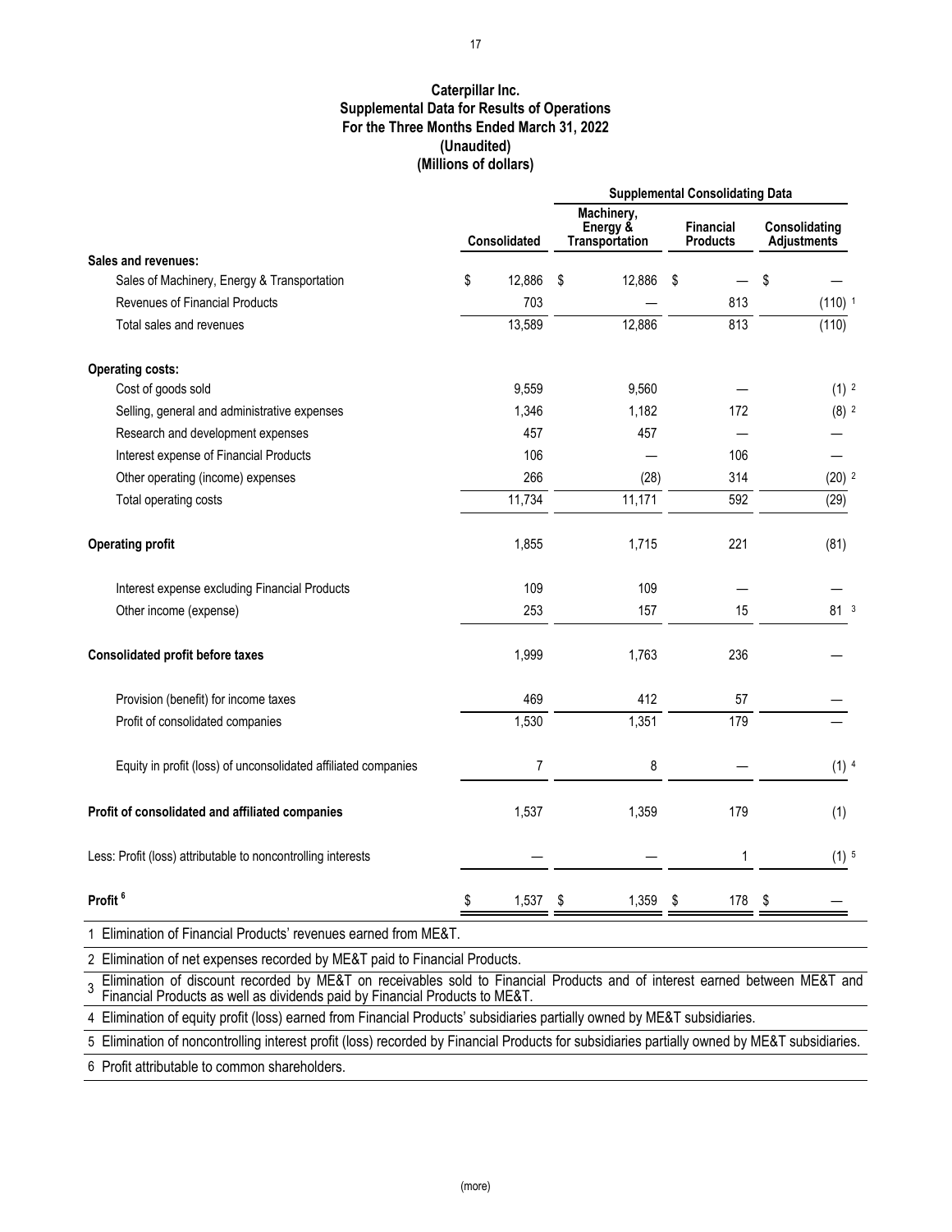**Caterpillar Inc.**
**Supplemental Data for Results of Operations**
**For the Three Months Ended March 31, 2022**
**(Unaudited)**
**(Millions of dollars)**

| | Consolidated | Supplemental Consolidating Data | | |
|---|---|---|---|---|
| | | Machinery, Energy & Transportation | Financial Products | Consolidating Adjustments |
| **Sales and revenues:** | | | | |
| Sales of Machinery, Energy & Transportation | $ 12,886 | $ 12,886 | $ — | $ — |
| Revenues of Financial Products | 703 | — | 813 | (110) [1] |
| Total sales and revenues | 13,589 | 12,886 | 813 | (110) |
| **Operating costs:** | | | | |
| Cost of goods sold | 9,559 | 9,560 | — | (1) [2] |
| Selling, general and administrative expenses | 1,346 | 1,182 | 172 | (8) [2] |
| Research and development expenses | 457 | 457 | — | — |
| Interest expense of Financial Products | 106 | — | 106 | — |
| Other operating (income) expenses | 266 | (28) | 314 | (20) [2] |
| Total operating costs | 11,734 | 11,171 | 592 | (29) |
| **Operating profit** | 1,855 | 1,715 | 221 | (81) |
| Interest expense excluding Financial Products | 109 | 109 | — | — |
| Other income (expense) | 253 | 157 | 15 | 81 [3] |
| **Consolidated profit before taxes** | 1,999 | 1,763 | 236 | — |
| Provision (benefit) for income taxes | 469 | 412 | 57 | — |
| Profit of consolidated companies | 1,530 | 1,351 | 179 | — |
| Equity in profit (loss) of unconsolidated affiliated companies | 7 | 8 | — | (1) [4] |
| **Profit of consolidated and affiliated companies** | 1,537 | 1,359 | 179 | (1) |
| Less: Profit (loss) attributable to noncontrolling interests | — | — | 1 | (1) [5] |
| **Profit** [6] | $ 1,537 | $ 1,359 | $ 178 | $ — |

1 Elimination of Financial Products' revenues earned from ME&T.

2 Elimination of net expenses recorded by ME&T paid to Financial Products.

3 Elimination of discount recorded by ME&T on receivables sold to Financial Products and of interest earned between ME&T and Financial Products as well as dividends paid by Financial Products to ME&T.

4 Elimination of equity profit (loss) earned from Financial Products' subsidiaries partially owned by ME&T subsidiaries.

5 Elimination of noncontrolling interest profit (loss) recorded by Financial Products for subsidiaries partially owned by ME&T subsidiaries.

6 Profit attributable to common shareholders.

(more)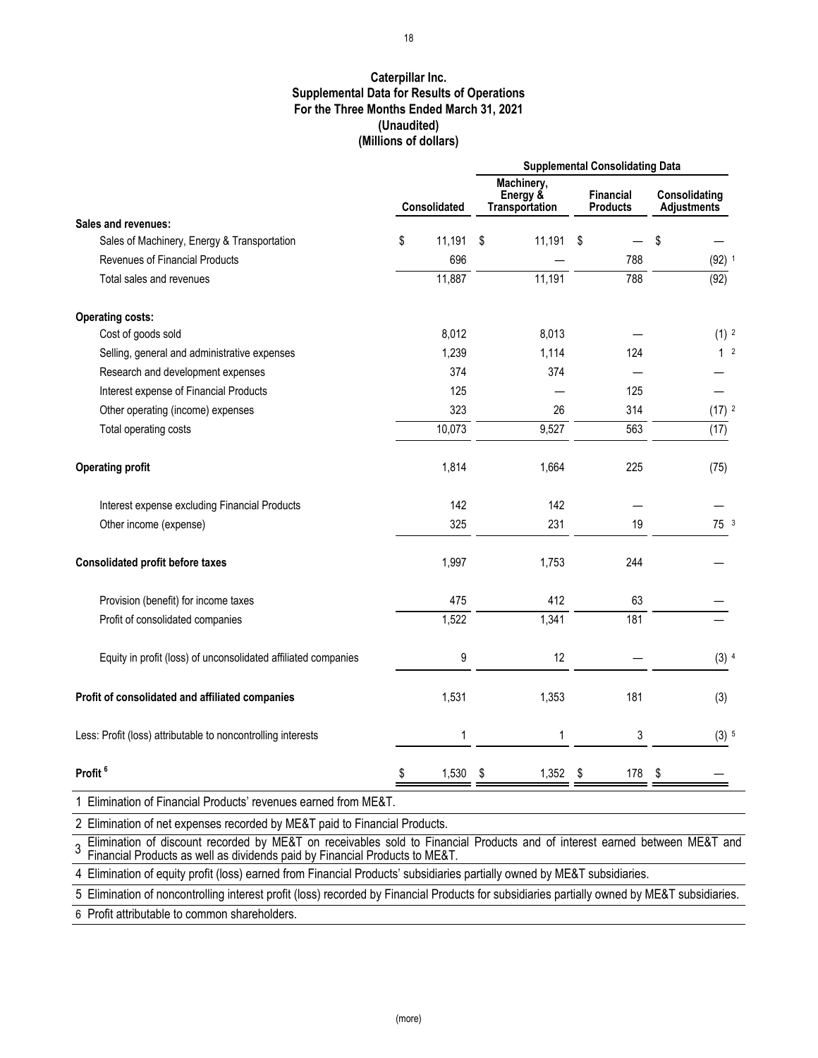**Caterpillar Inc.**
**Supplemental Data for Results of Operations**
**For the Three Months Ended March 31, 2021**
**(Unaudited)**
**(Millions of dollars)**

| | Consolidated | Supplemental Consolidating Data | | |
|---|---|---|---|---|
| | | Machinery, Energy & Transportation | Financial Products | Consolidating Adjustments |
| **Sales and revenues:** | | | | |
| Sales of Machinery, Energy & Transportation | $ 11,191 | $ 11,191 | $ — | $ — |
| Revenues of Financial Products | 696 | — | 788 | (92) [1] |
| Total sales and revenues | 11,887 | 11,191 | 788 | (92) |
| | | | | |
| **Operating costs:** | | | | |
| Cost of goods sold | 8,012 | 8,013 | — | (1) [2] |
| Selling, general and administrative expenses | 1,239 | 1,114 | 124 | 1 [2] |
| Research and development expenses | 374 | 374 | — | — |
| Interest expense of Financial Products | 125 | — | 125 | — |
| Other operating (income) expenses | 323 | 26 | 314 | (17) [2] |
| Total operating costs | 10,073 | 9,527 | 563 | (17) |
| | | | | |
| **Operating profit** | 1,814 | 1,664 | 225 | (75) |
| | | | | |
| Interest expense excluding Financial Products | 142 | 142 | — | — |
| Other income (expense) | 325 | 231 | 19 | 75 [3] |
| | | | | |
| **Consolidated profit before taxes** | 1,997 | 1,753 | 244 | — |
| | | | | |
| Provision (benefit) for income taxes | 475 | 412 | 63 | — |
| Profit of consolidated companies | 1,522 | 1,341 | 181 | — |
| | | | | |
| Equity in profit (loss) of unconsolidated affiliated companies | 9 | 12 | — | (3) [4] |
| | | | | |
| **Profit of consolidated and affiliated companies** | 1,531 | 1,353 | 181 | (3) |
| | | | | |
| Less: Profit (loss) attributable to noncontrolling interests | 1 | 1 | 3 | (3) [5] |
| | | | | |
| **Profit** [6] | $ 1,530 | $ 1,352 | $ 178 | $ — |

1 Elimination of Financial Products' revenues earned from ME&T.

2 Elimination of net expenses recorded by ME&T paid to Financial Products.

3 Elimination of discount recorded by ME&T on receivables sold to Financial Products and of interest earned between ME&T and Financial Products as well as dividends paid by Financial Products to ME&T.

4 Elimination of equity profit (loss) earned from Financial Products' subsidiaries partially owned by ME&T subsidiaries.

5 Elimination of noncontrolling interest profit (loss) recorded by Financial Products for subsidiaries partially owned by ME&T subsidiaries.

6 Profit attributable to common shareholders.

(more)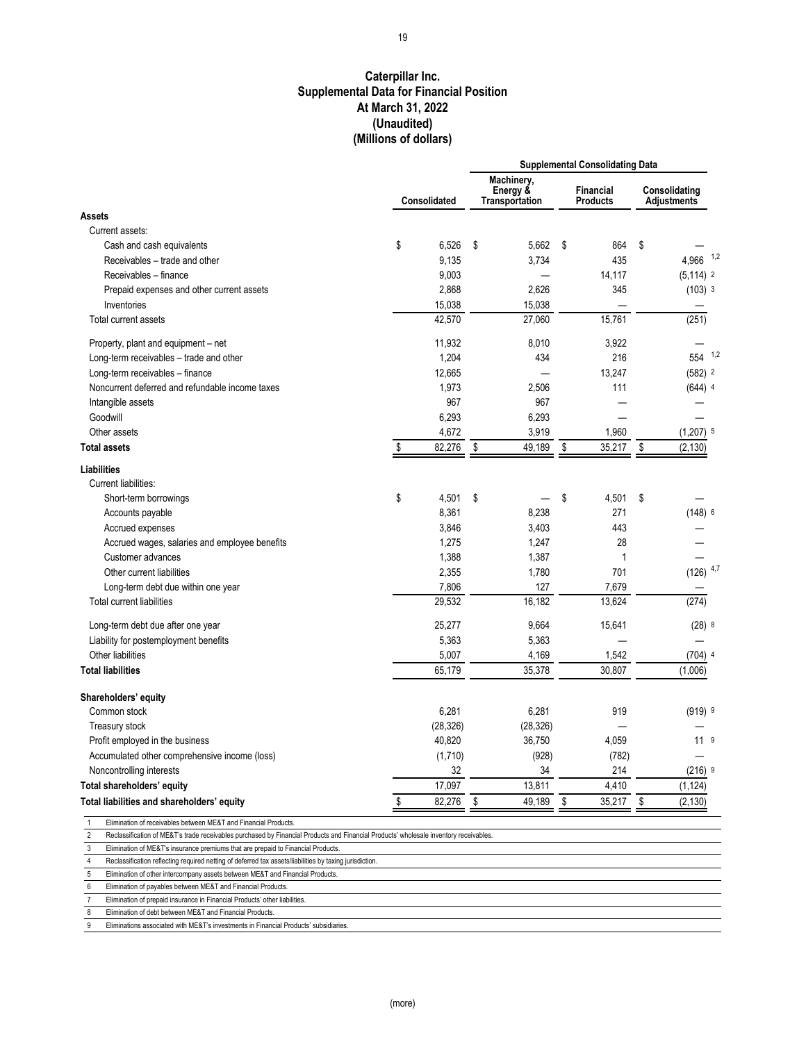# Caterpillar Inc.
## Supplemental Data for Financial Position
## At March 31, 2022
## (Unaudited)
## (Millions of dollars)

| | Consolidated | Supplemental Consolidating Data | | |
|---|---|---|---|---|
| | | Machinery, Energy & Transportation | Financial Products | Consolidating Adjustments |
| **Assets** | | | | |
| Current assets: | | | | |
| Cash and cash equivalents | $ 6,526 | $ 5,662 | $ 864 | $ — |
| Receivables – trade and other | 9,135 | 3,734 | 435 | 4,966 [1,2] |
| Receivables – finance | 9,003 | — | 14,117 | (5,114) [2] |
| Prepaid expenses and other current assets | 2,868 | 2,626 | 345 | (103) [3] |
| Inventories | 15,038 | 15,038 | — | — |
| Total current assets | 42,570 | 27,060 | 15,761 | (251) |
| Property, plant and equipment – net | 11,932 | 8,010 | 3,922 | — |
| Long-term receivables – trade and other | 1,204 | 434 | 216 | 554 [1,2] |
| Long-term receivables – finance | 12,665 | — | 13,247 | (582) [2] |
| Noncurrent deferred and refundable income taxes | 1,973 | 2,506 | 111 | (644) [4] |
| Intangible assets | 967 | 967 | — | — |
| Goodwill | 6,293 | 6,293 | — | — |
| Other assets | 4,672 | 3,919 | 1,960 | (1,207) [5] |
| **Total assets** | $ 82,276 | $ 49,189 | $ 35,217 | $ (2,130) |
| **Liabilities** | | | | |
| Current liabilities: | | | | |
| Short-term borrowings | $ 4,501 | $ — | $ 4,501 | $ — |
| Accounts payable | 8,361 | 8,238 | 271 | (148) [6] |
| Accrued expenses | 3,846 | 3,403 | 443 | — |
| Accrued wages, salaries and employee benefits | 1,275 | 1,247 | 28 | — |
| Customer advances | 1,388 | 1,387 | 1 | — |
| Other current liabilities | 2,355 | 1,780 | 701 | (126) [4,7] |
| Long-term debt due within one year | 7,806 | 127 | 7,679 | — |
| Total current liabilities | 29,532 | 16,182 | 13,624 | (274) |
| Long-term debt due after one year | 25,277 | 9,664 | 15,641 | (28) [8] |
| Liability for postemployment benefits | 5,363 | 5,363 | — | — |
| Other liabilities | 5,007 | 4,169 | 1,542 | (704) [4] |
| **Total liabilities** | 65,179 | 35,378 | 30,807 | (1,006) |
| **Shareholders' equity** | | | | |
| Common stock | 6,281 | 6,281 | 919 | (919) [9] |
| Treasury stock | (28,326) | (28,326) | — | — |
| Profit employed in the business | 40,820 | 36,750 | 4,059 | 11 [9] |
| Accumulated other comprehensive income (loss) | (1,710) | (928) | (782) | — |
| Noncontrolling interests | 32 | 34 | 214 | (216) [9] |
| **Total shareholders' equity** | 17,097 | 13,811 | 4,410 | (1,124) |
| **Total liabilities and shareholders' equity** | $ 82,276 | $ 49,189 | $ 35,217 | $ (2,130) |

1 Elimination of receivables between ME&T and Financial Products.
2 Reclassification of ME&T's trade receivables purchased by Financial Products and Financial Products' wholesale inventory receivables.
3 Elimination of ME&T's insurance premiums that are prepaid to Financial Products.
4 Reclassification reflecting required netting of deferred tax assets/liabilities by taxing jurisdiction.
5 Elimination of other intercompany assets between ME&T and Financial Products.
6 Elimination of payables between ME&T and Financial Products.
7 Elimination of prepaid insurance in Financial Products' other liabilities.
8 Elimination of debt between ME&T and Financial Products.
9 Eliminations associated with ME&T's investments in Financial Products' subsidiaries.

(more)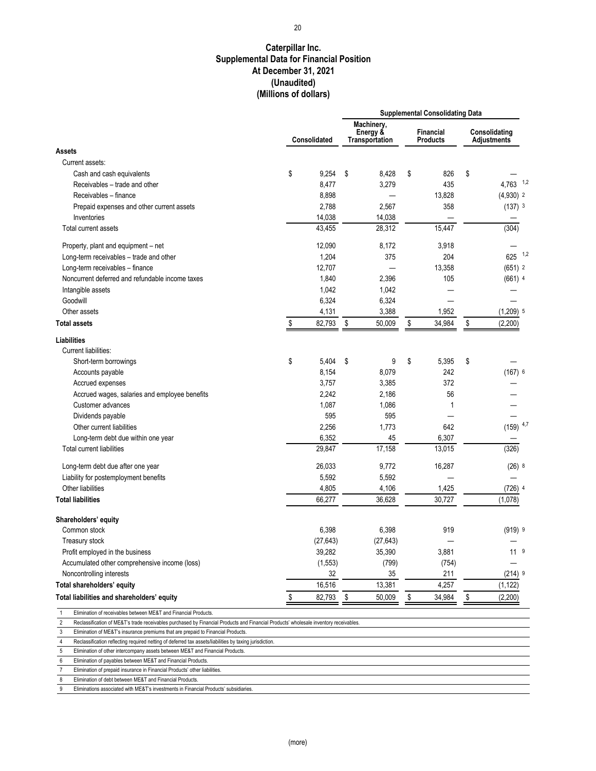# Caterpillar Inc.
## Supplemental Data for Financial Position
## At December 31, 2021
## (Unaudited)
## (Millions of dollars)

| | | Supplemental Consolidating Data | | |
|---|---|---|---|---|
| | Consolidated | Machinery, Energy & Transportation | Financial Products | Consolidating Adjustments |
| **Assets** | | | | |
| Current assets: | | | | |
| Cash and cash equivalents | $ 9,254 | $ 8,428 | $ 826 | $ — |
| Receivables – trade and other | 8,477 | 3,279 | 435 | 4,763 [1,2] |
| Receivables – finance | 8,898 | — | 13,828 | (4,930) [2] |
| Prepaid expenses and other current assets | 2,788 | 2,567 | 358 | (137) [3] |
| Inventories | 14,038 | 14,038 | — | — |
| Total current assets | 43,455 | 28,312 | 15,447 | (304) |
| Property, plant and equipment – net | 12,090 | 8,172 | 3,918 | — |
| Long-term receivables – trade and other | 1,204 | 375 | 204 | 625 [1,2] |
| Long-term receivables – finance | 12,707 | — | 13,358 | (651) [2] |
| Noncurrent deferred and refundable income taxes | 1,840 | 2,396 | 105 | (661) [4] |
| Intangible assets | 1,042 | 1,042 | — | — |
| Goodwill | 6,324 | 6,324 | — | — |
| Other assets | 4,131 | 3,388 | 1,952 | (1,209) [5] |
| **Total assets** | $ 82,793 | $ 50,009 | $ 34,984 | $ (2,200) |
| **Liabilities** | | | | |
| Current liabilities: | | | | |
| Short-term borrowings | $ 5,404 | $ 9 | $ 5,395 | $ — |
| Accounts payable | 8,154 | 8,079 | 242 | (167) [6] |
| Accrued expenses | 3,757 | 3,385 | 372 | — |
| Accrued wages, salaries and employee benefits | 2,242 | 2,186 | 56 | — |
| Customer advances | 1,087 | 1,086 | 1 | — |
| Dividends payable | 595 | 595 | — | — |
| Other current liabilities | 2,256 | 1,773 | 642 | (159) [4,7] |
| Long-term debt due within one year | 6,352 | 45 | 6,307 | — |
| Total current liabilities | 29,847 | 17,158 | 13,015 | (326) |
| Long-term debt due after one year | 26,033 | 9,772 | 16,287 | (26) [8] |
| Liability for postemployment benefits | 5,592 | 5,592 | — | — |
| Other liabilities | 4,805 | 4,106 | 1,425 | (726) [4] |
| **Total liabilities** | 66,277 | 36,628 | 30,727 | (1,078) |
| **Shareholders' equity** | | | | |
| Common stock | 6,398 | 6,398 | 919 | (919) [9] |
| Treasury stock | (27,643) | (27,643) | — | — |
| Profit employed in the business | 39,282 | 35,390 | 3,881 | 11 [9] |
| Accumulated other comprehensive income (loss) | (1,553) | (799) | (754) | — |
| Noncontrolling interests | 32 | 35 | 211 | (214) [9] |
| **Total shareholders' equity** | 16,516 | 13,381 | 4,257 | (1,122) |
| **Total liabilities and shareholders' equity** | $ 82,793 | $ 50,009 | $ 34,984 | $ (2,200) |

1 Elimination of receivables between ME&T and Financial Products.
2 Reclassification of ME&T's trade receivables purchased by Financial Products and Financial Products' wholesale inventory receivables.
3 Elimination of ME&T's insurance premiums that are prepaid to Financial Products.
4 Reclassification reflecting required netting of deferred tax assets/liabilities by taxing jurisdiction.
5 Elimination of other intercompany assets between ME&T and Financial Products.
6 Elimination of payables between ME&T and Financial Products.
7 Elimination of prepaid insurance in Financial Products' other liabilities.
8 Elimination of debt between ME&T and Financial Products.
9 Eliminations associated with ME&T's investments in Financial Products' subsidiaries.

(more)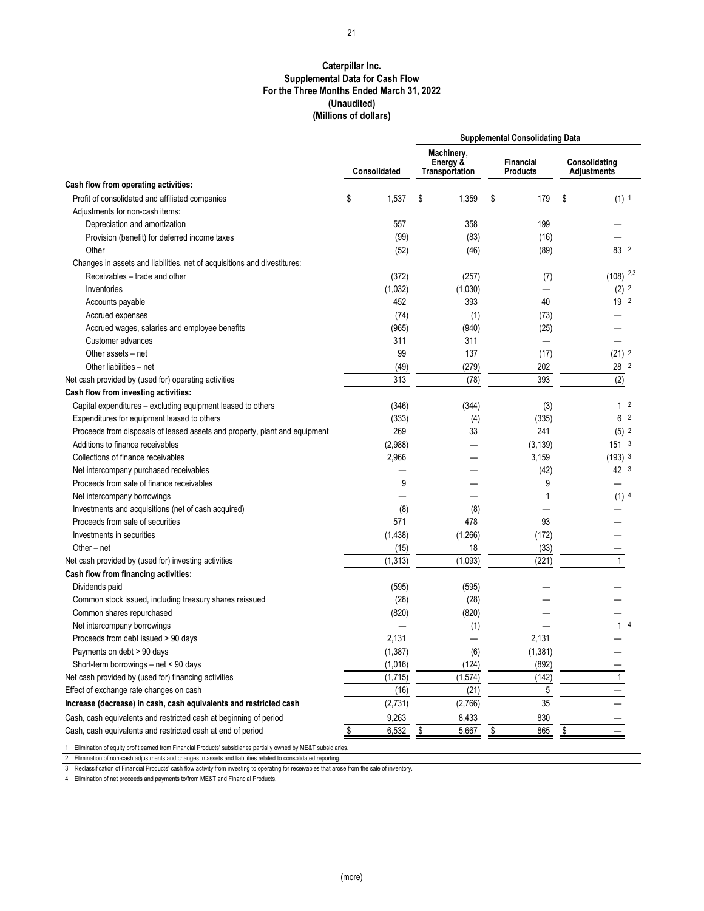**Caterpillar Inc.**
**Supplemental Data for Cash Flow**
**For the Three Months Ended March 31, 2022**
**(Unaudited)**
**(Millions of dollars)**

| | | Supplemental Consolidating Data | | |
|---|---|---|---|---|
| | Consolidated | Machinery, Energy & Transportation | Financial Products | Consolidating Adjustments |
| **Cash flow from operating activities:** | | | | |
| Profit of consolidated and affiliated companies | $ 1,537 | $ 1,359 | $ 179 | $ (1) [1] |
| Adjustments for non-cash items: | | | | |
| Depreciation and amortization | 557 | 358 | 199 | — |
| Provision (benefit) for deferred income taxes | (99) | (83) | (16) | — |
| Other | (52) | (46) | (89) | 83 [2] |
| Changes in assets and liabilities, net of acquisitions and divestitures: | | | | |
| Receivables – trade and other | (372) | (257) | (7) | (108) [2,3] |
| Inventories | (1,032) | (1,030) | — | (2) [2] |
| Accounts payable | 452 | 393 | 40 | 19 [2] |
| Accrued expenses | (74) | (1) | (73) | — |
| Accrued wages, salaries and employee benefits | (965) | (940) | (25) | — |
| Customer advances | 311 | 311 | — | — |
| Other assets – net | 99 | 137 | (17) | (21) [2] |
| Other liabilities – net | (49) | (279) | 202 | 28 [2] |
| Net cash provided by (used for) operating activities | 313 | (78) | 393 | (2) |
| **Cash flow from investing activities:** | | | | |
| Capital expenditures – excluding equipment leased to others | (346) | (344) | (3) | 1 [2] |
| Expenditures for equipment leased to others | (333) | (4) | (335) | 6 [2] |
| Proceeds from disposals of leased assets and property, plant and equipment | 269 | 33 | 241 | (5) [2] |
| Additions to finance receivables | (2,988) | — | (3,139) | 151 [3] |
| Collections of finance receivables | 2,966 | — | 3,159 | (193) [3] |
| Net intercompany purchased receivables | — | — | (42) | 42 [3] |
| Proceeds from sale of finance receivables | 9 | — | 9 | — |
| Net intercompany borrowings | — | — | 1 | (1) [4] |
| Investments and acquisitions (net of cash acquired) | (8) | (8) | — | — |
| Proceeds from sale of securities | 571 | 478 | 93 | — |
| Investments in securities | (1,438) | (1,266) | (172) | — |
| Other – net | (15) | 18 | (33) | — |
| Net cash provided by (used for) investing activities | (1,313) | (1,093) | (221) | 1 |
| **Cash flow from financing activities:** | | | | |
| Dividends paid | (595) | (595) | — | — |
| Common stock issued, including treasury shares reissued | (28) | (28) | — | — |
| Common shares repurchased | (820) | (820) | — | — |
| Net intercompany borrowings | — | (1) | — | 1 [4] |
| Proceeds from debt issued > 90 days | 2,131 | — | 2,131 | — |
| Payments on debt > 90 days | (1,387) | (6) | (1,381) | — |
| Short-term borrowings – net < 90 days | (1,016) | (124) | (892) | — |
| Net cash provided by (used for) financing activities | (1,715) | (1,574) | (142) | 1 |
| Effect of exchange rate changes on cash | (16) | (21) | 5 | — |
| **Increase (decrease) in cash, cash equivalents and restricted cash** | (2,731) | (2,766) | 35 | — |
| Cash, cash equivalents and restricted cash at beginning of period | 9,263 | 8,433 | 830 | — |
| Cash, cash equivalents and restricted cash at end of period | $ 6,532 | $ 5,667 | $ 865 | $ — |

1 Elimination of equity profit earned from Financial Products' subsidiaries partially owned by ME&T subsidiaries.
2 Elimination of non-cash adjustments and changes in assets and liabilities related to consolidated reporting.
3 Reclassification of Financial Products' cash flow activity from investing to operating for receivables that arose from the sale of inventory.
4 Elimination of net proceeds and payments to/from ME&T and Financial Products.

(more)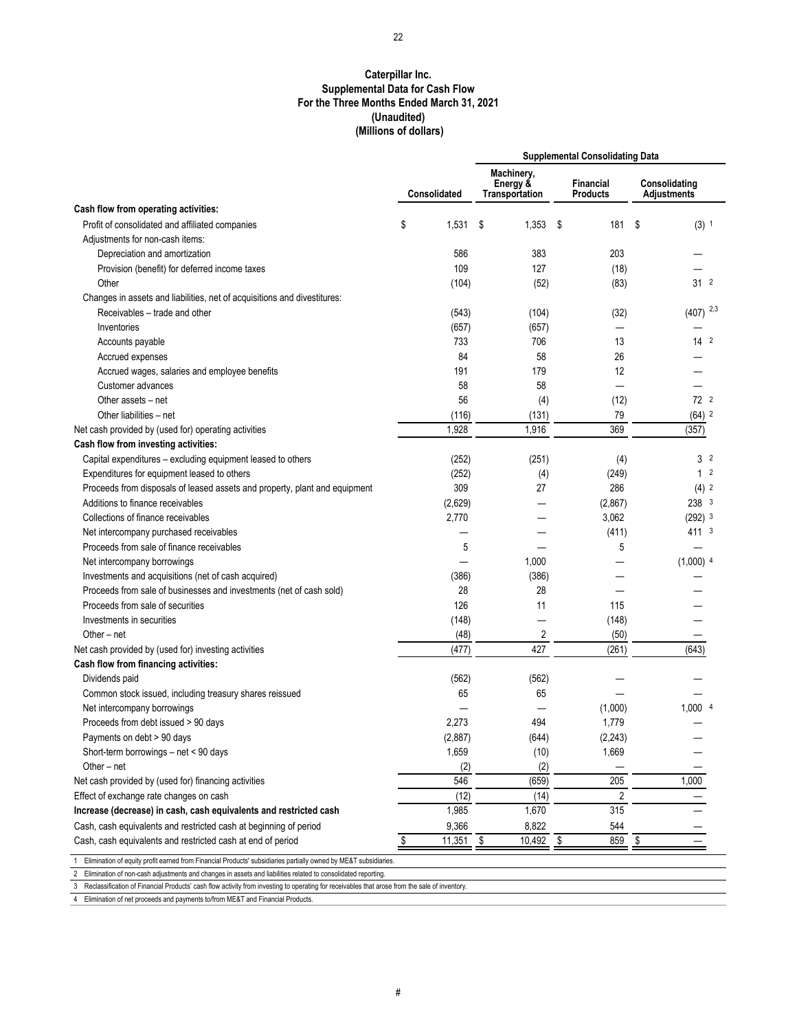**Caterpillar Inc.**
**Supplemental Data for Cash Flow**
**For the Three Months Ended March 31, 2021**
**(Unaudited)**
**(Millions of dollars)**

| | | Supplemental Consolidating Data | | |
|---|---|---|---|---|
| | Consolidated | Machinery, Energy & Transportation | Financial Products | Consolidating Adjustments |
| **Cash flow from operating activities:** | | | | |
| Profit of consolidated and affiliated companies | $ 1,531 | $ 1,353 | $ 181 | $ (3) [1] |
| Adjustments for non-cash items: | | | | |
| Depreciation and amortization | 586 | 383 | 203 | — |
| Provision (benefit) for deferred income taxes | 109 | 127 | (18) | — |
| Other | (104) | (52) | (83) | 31 [2] |
| Changes in assets and liabilities, net of acquisitions and divestitures: | | | | |
| Receivables – trade and other | (543) | (104) | (32) | (407) [2,3] |
| Inventories | (657) | (657) | — | — |
| Accounts payable | 733 | 706 | 13 | 14 [2] |
| Accrued expenses | 84 | 58 | 26 | — |
| Accrued wages, salaries and employee benefits | 191 | 179 | 12 | — |
| Customer advances | 58 | 58 | — | — |
| Other assets – net | 56 | (4) | (12) | 72 [2] |
| Other liabilities – net | (116) | (131) | 79 | (64) [2] |
| Net cash provided by (used for) operating activities | 1,928 | 1,916 | 369 | (357) |
| **Cash flow from investing activities:** | | | | |
| Capital expenditures – excluding equipment leased to others | (252) | (251) | (4) | 3 [2] |
| Expenditures for equipment leased to others | (252) | (4) | (249) | 1 [2] |
| Proceeds from disposals of leased assets and property, plant and equipment | 309 | 27 | 286 | (4) [2] |
| Additions to finance receivables | (2,629) | — | (2,867) | 238 [3] |
| Collections of finance receivables | 2,770 | — | 3,062 | (292) [3] |
| Net intercompany purchased receivables | — | — | (411) | 411 [3] |
| Proceeds from sale of finance receivables | 5 | — | 5 | — |
| Net intercompany borrowings | — | 1,000 | — | (1,000) [4] |
| Investments and acquisitions (net of cash acquired) | (386) | (386) | — | — |
| Proceeds from sale of businesses and investments (net of cash sold) | 28 | 28 | — | — |
| Proceeds from sale of securities | 126 | 11 | 115 | — |
| Investments in securities | (148) | — | (148) | — |
| Other – net | (48) | 2 | (50) | — |
| Net cash provided by (used for) investing activities | (477) | 427 | (261) | (643) |
| **Cash flow from financing activities:** | | | | |
| Dividends paid | (562) | (562) | — | — |
| Common stock issued, including treasury shares reissued | 65 | 65 | — | — |
| Net intercompany borrowings | — | — | (1,000) | 1,000 [4] |
| Proceeds from debt issued > 90 days | 2,273 | 494 | 1,779 | — |
| Payments on debt > 90 days | (2,887) | (644) | (2,243) | — |
| Short-term borrowings – net < 90 days | 1,659 | (10) | 1,669 | — |
| Other – net | (2) | (2) | — | — |
| Net cash provided by (used for) financing activities | 546 | (659) | 205 | 1,000 |
| Effect of exchange rate changes on cash | (12) | (14) | 2 | — |
| **Increase (decrease) in cash, cash equivalents and restricted cash** | 1,985 | 1,670 | 315 | — |
| Cash, cash equivalents and restricted cash at beginning of period | 9,366 | 8,822 | 544 | — |
| Cash, cash equivalents and restricted cash at end of period | $ 11,351 | $ 10,492 | $ 859 | $ — |

1 Elimination of equity profit earned from Financial Products' subsidiaries partially owned by ME&T subsidiaries.

2 Elimination of non-cash adjustments and changes in assets and liabilities related to consolidated reporting.

3 Reclassification of Financial Products' cash flow activity from investing to operating for receivables that arose from the sale of inventory.

4 Elimination of net proceeds and payments to/from ME&T and Financial Products.

#